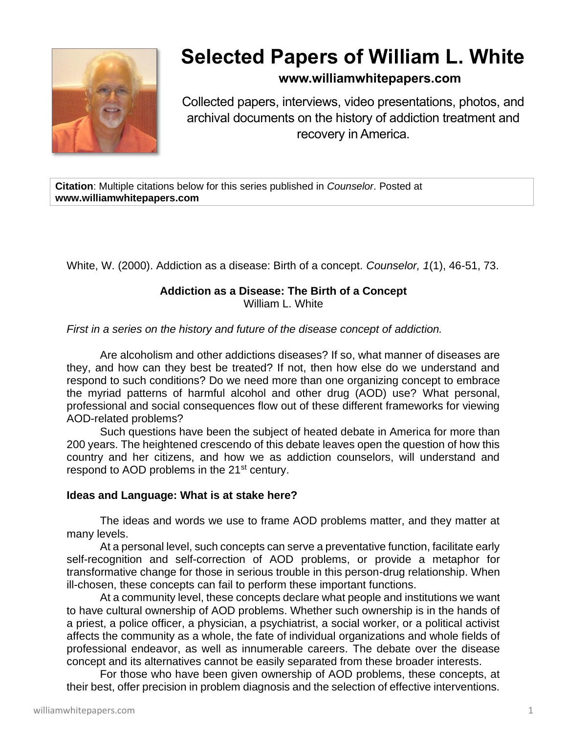# Selected Papers of William L. White

**www.williamwhitepapers.com**

Collected papers, interviews, video presentations, photos, and archival documents on the history of addiction treatment and recovery in America.

**Citation**: Multiple citations below for this series published in *Counselor*. Posted at **www.williamwhitepapers.com**

White, W. (2000). Addiction as a disease: Birth of a concept. *Counselor, 1*(1), 46-51, 73.

## Addiction as a Disease: The Birth of a Concept

William L. White

*First in a series on the history and future of the disease concept of addiction.*

Are alcoholism and other addictions diseases? If so, what manner of diseases are they, and how can they best be treated? If not, then how else do we understand and respond to such conditions? Do we need more than one organizing concept to embrace the myriad patterns of harmful alcohol and other drug (AOD) use? What personal, professional and social consequences flow out of these different frameworks for viewing AOD-related problems?

Such questions have been the subject of heated debate in America for more than 200 years. The heightened crescendo of this debate leaves open the question of how this country and her citizens, and how we as addiction counselors, will understand and respond to AOD problems in the 21st century.

### Ideas and Language: What is at stake here?

The ideas and words we use to frame AOD problems matter, and they matter at many levels.

At a personal level, such concepts can serve a preventative function, facilitate early self-recognition and self-correction of AOD problems, or provide a metaphor for transformative change for those in serious trouble in this person-drug relationship. When ill-chosen, these concepts can fail to perform these important functions.

At a community level, these concepts declare what people and institutions we want to have cultural ownership of AOD problems. Whether such ownership is in the hands of a priest, a police officer, a physician, a psychiatrist, a social worker, or a political activist affects the community as a whole, the fate of individual organizations and whole fields of professional endeavor, as well as innumerable careers. The debate over the disease concept and its alternatives cannot be easily separated from these broader interests.

For those who have been given ownership of AOD problems, these concepts, at their best, offer precision in problem diagnosis and the selection of effective interventions.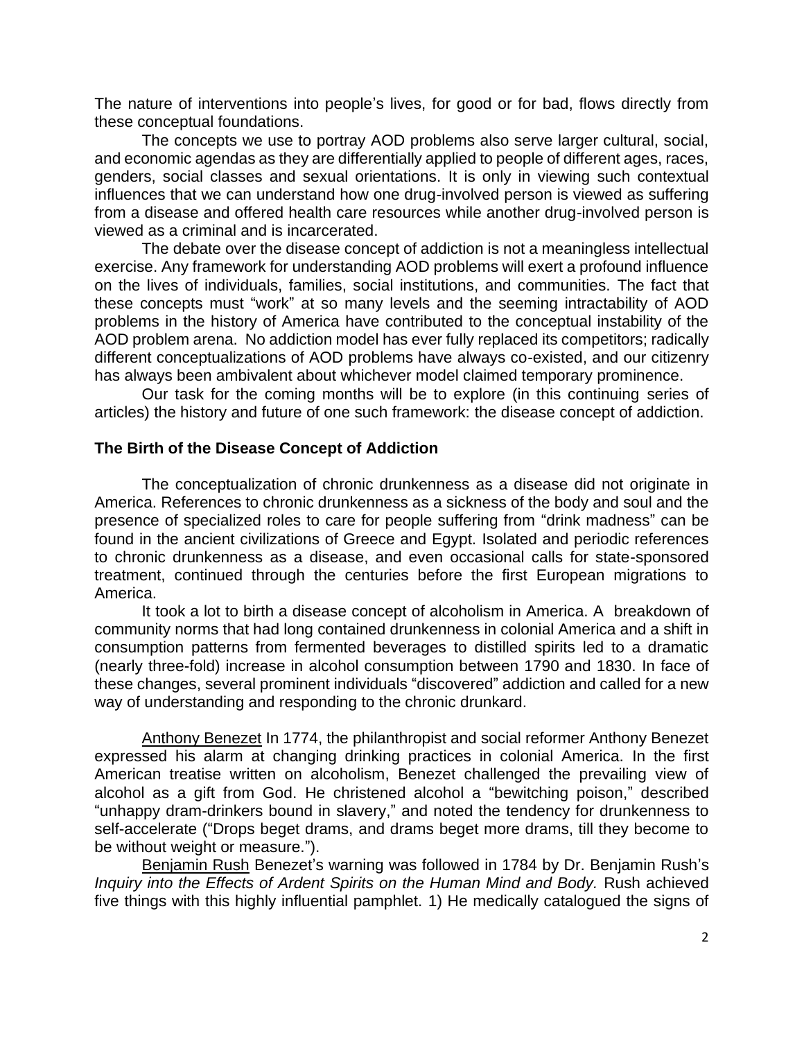The nature of interventions into people's lives, for good or for bad, flows directly from these conceptual foundations.

The concepts we use to portray AOD problems also serve larger cultural, social, and economic agendas as they are differentially applied to people of different ages, races, genders, social classes and sexual orientations. It is only in viewing such contextual influences that we can understand how one drug-involved person is viewed as suffering from a disease and offered health care resources while another drug-involved person is viewed as a criminal and is incarcerated.

The debate over the disease concept of addiction is not a meaningless intellectual exercise. Any framework for understanding AOD problems will exert a profound influence on the lives of individuals, families, social institutions, and communities. The fact that these concepts must "work" at so many levels and the seeming intractability of AOD problems in the history of America have contributed to the conceptual instability of the AOD problem arena. No addiction model has ever fully replaced its competitors; radically different conceptualizations of AOD problems have always co-existed, and our citizenry has always been ambivalent about whichever model claimed temporary prominence.

Our task for the coming months will be to explore (in this continuing series of articles) the history and future of one such framework: the disease concept of addiction.

### The Birth of the Disease Concept of Addiction

The conceptualization of chronic drunkenness as a disease did not originate in America. References to chronic drunkenness as a sickness of the body and soul and the presence of specialized roles to care for people suffering from "drink madness" can be found in the ancient civilizations of Greece and Egypt. Isolated and periodic references to chronic drunkenness as a disease, and even occasional calls for state-sponsored treatment, continued through the centuries before the first European migrations to America.

It took a lot to birth a disease concept of alcoholism in America. A breakdown of community norms that had long contained drunkenness in colonial America and a shift in consumption patterns from fermented beverages to distilled spirits led to a dramatic (nearly three-fold) increase in alcohol consumption between 1790 and 1830. In face of these changes, several prominent individuals "discovered" addiction and called for a new way of understanding and responding to the chronic drunkard.

<u>Anthony Benezet</u> In 1774, the philanthropist and social reformer Anthony Benezet expressed his alarm at changing drinking practices in colonial America. In the first American treatise written on alcoholism, Benezet challenged the prevailing view of alcohol as a gift from God. He christened alcohol a "bewitching poison," described "unhappy dram-drinkers bound in slavery," and noted the tendency for drunkenness to self-accelerate ("Drops beget drams, and drams beget more drams, till they become to be without weight or measure.").

<u>Benjamin Rush</u> Benezet's warning was followed in 1784 by Dr. Benjamin Rush's *Inquiry into the Effects of Ardent Spirits on the Human Mind and Body.* Rush achieved five things with this highly influential pamphlet. 1) He medically catalogued the signs of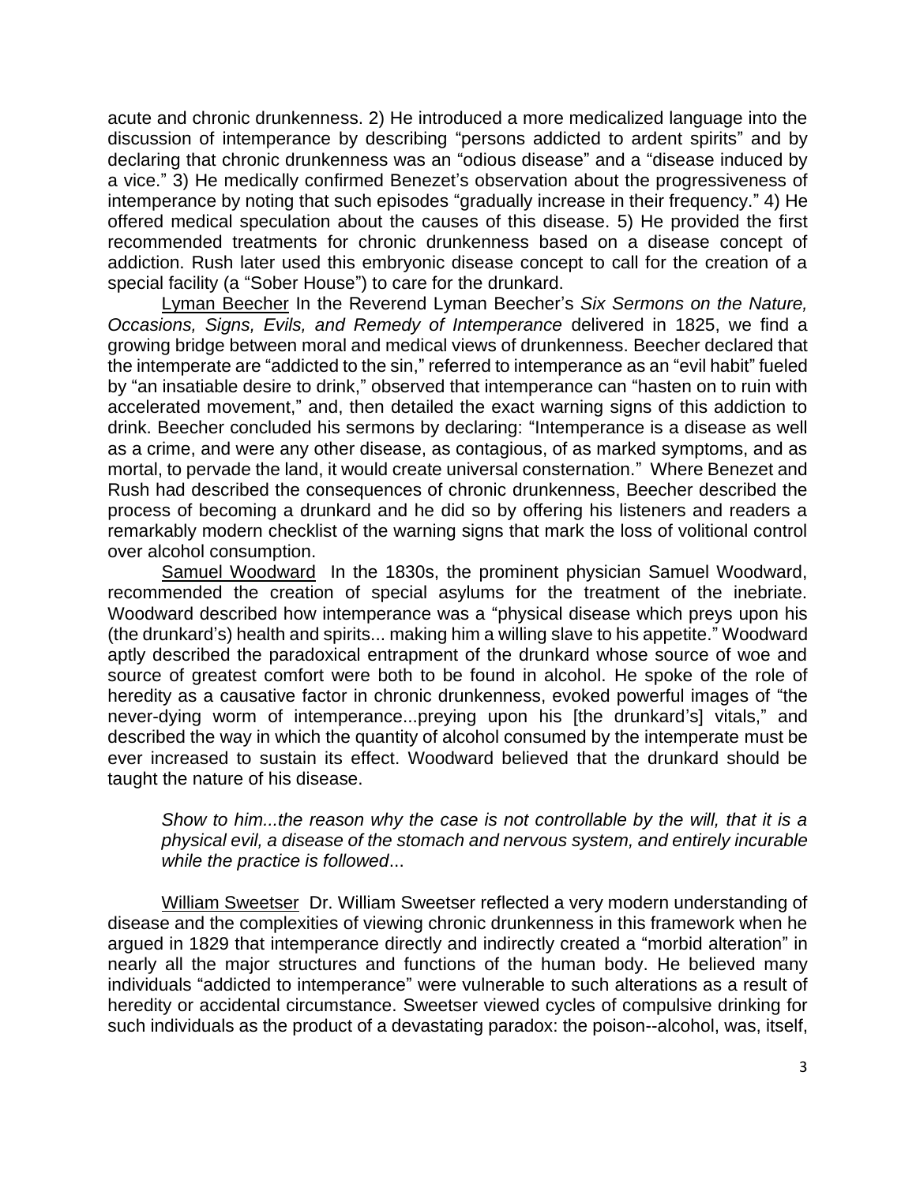acute and chronic drunkenness. 2) He introduced a more medicalized language into the discussion of intemperance by describing "persons addicted to ardent spirits" and by declaring that chronic drunkenness was an "odious disease" and a "disease induced by a vice." 3) He medically confirmed Benezet's observation about the progressiveness of intemperance by noting that such episodes "gradually increase in their frequency." 4) He offered medical speculation about the causes of this disease. 5) He provided the first recommended treatments for chronic drunkenness based on a disease concept of addiction. Rush later used this embryonic disease concept to call for the creation of a special facility (a "Sober House") to care for the drunkard.

<u>Lyman Beecher</u> In the Reverend Lyman Beecher's *Six Sermons on the Nature, Occasions, Signs, Evils, and Remedy of Intemperance* delivered in 1825, we find a growing bridge between moral and medical views of drunkenness. Beecher declared that the intemperate are "addicted to the sin," referred to intemperance as an "evil habit" fueled by "an insatiable desire to drink," observed that intemperance can "hasten on to ruin with accelerated movement," and, then detailed the exact warning signs of this addiction to drink. Beecher concluded his sermons by declaring: "Intemperance is a disease as well as a crime, and were any other disease, as contagious, of as marked symptoms, and as mortal, to pervade the land, it would create universal consternation." Where Benezet and Rush had described the consequences of chronic drunkenness, Beecher described the process of becoming a drunkard and he did so by offering his listeners and readers a remarkably modern checklist of the warning signs that mark the loss of volitional control over alcohol consumption.

<u>Samuel Woodward</u> In the 1830s, the prominent physician Samuel Woodward, recommended the creation of special asylums for the treatment of the inebriate. Woodward described how intemperance was a "physical disease which preys upon his (the drunkard's) health and spirits... making him a willing slave to his appetite." Woodward aptly described the paradoxical entrapment of the drunkard whose source of woe and source of greatest comfort were both to be found in alcohol. He spoke of the role of heredity as a causative factor in chronic drunkenness, evoked powerful images of "the never-dying worm of intemperance...preying upon his [the drunkard's] vitals," and described the way in which the quantity of alcohol consumed by the intemperate must be ever increased to sustain its effect. Woodward believed that the drunkard should be taught the nature of his disease.

> *Show to him...the reason why the case is not controllable by the will, that it is a physical evil, a disease of the stomach and nervous system, and entirely incurable while the practice is followed*...

<u>William Sweetser</u> Dr. William Sweetser reflected a very modern understanding of disease and the complexities of viewing chronic drunkenness in this framework when he argued in 1829 that intemperance directly and indirectly created a "morbid alteration" in nearly all the major structures and functions of the human body. He believed many individuals "addicted to intemperance" were vulnerable to such alterations as a result of heredity or accidental circumstance. Sweetser viewed cycles of compulsive drinking for such individuals as the product of a devastating paradox: the poison--alcohol, was, itself,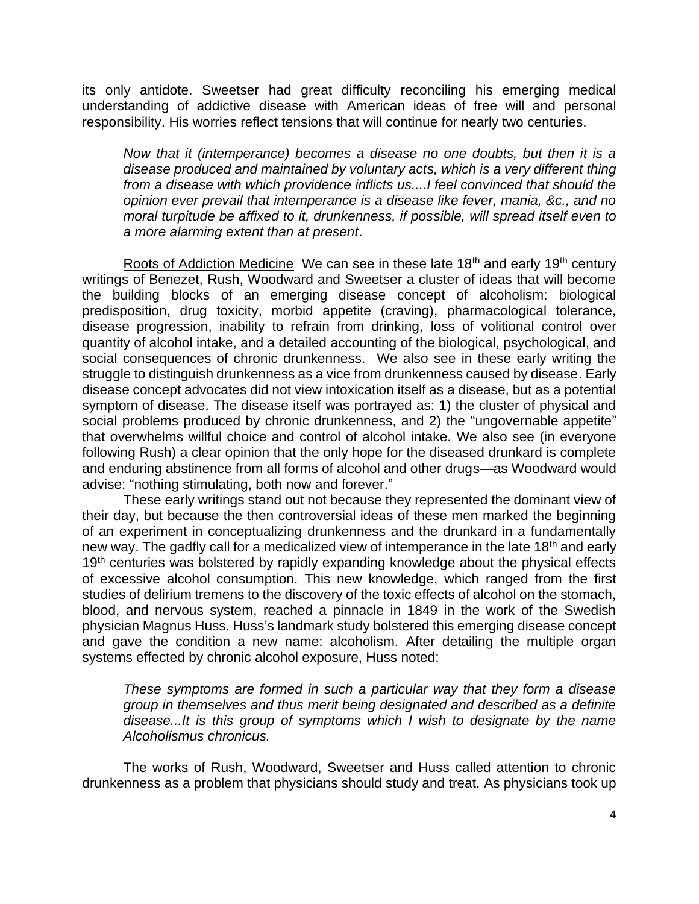its only antidote. Sweetser had great difficulty reconciling his emerging medical understanding of addictive disease with American ideas of free will and personal responsibility. His worries reflect tensions that will continue for nearly two centuries.

> *Now that it (intemperance) becomes a disease no one doubts, but then it is a disease produced and maintained by voluntary acts, which is a very different thing from a disease with which providence inflicts us....I feel convinced that should the opinion ever prevail that intemperance is a disease like fever, mania, &c., and no moral turpitude be affixed to it, drunkenness, if possible, will spread itself even to a more alarming extent than at present*.

Roots of Addiction Medicine We can see in these late 18th and early 19th century writings of Benezet, Rush, Woodward and Sweetser a cluster of ideas that will become the building blocks of an emerging disease concept of alcoholism: biological predisposition, drug toxicity, morbid appetite (craving), pharmacological tolerance, disease progression, inability to refrain from drinking, loss of volitional control over quantity of alcohol intake, and a detailed accounting of the biological, psychological, and social consequences of chronic drunkenness. We also see in these early writing the struggle to distinguish drunkenness as a vice from drunkenness caused by disease. Early disease concept advocates did not view intoxication itself as a disease, but as a potential symptom of disease. The disease itself was portrayed as: 1) the cluster of physical and social problems produced by chronic drunkenness, and 2) the "ungovernable appetite" that overwhelms willful choice and control of alcohol intake. We also see (in everyone following Rush) a clear opinion that the only hope for the diseased drunkard is complete and enduring abstinence from all forms of alcohol and other drugs—as Woodward would advise: "nothing stimulating, both now and forever."

These early writings stand out not because they represented the dominant view of their day, but because the then controversial ideas of these men marked the beginning of an experiment in conceptualizing drunkenness and the drunkard in a fundamentally new way. The gadfly call for a medicalized view of intemperance in the late 18th and early 19th centuries was bolstered by rapidly expanding knowledge about the physical effects of excessive alcohol consumption. This new knowledge, which ranged from the first studies of delirium tremens to the discovery of the toxic effects of alcohol on the stomach, blood, and nervous system, reached a pinnacle in 1849 in the work of the Swedish physician Magnus Huss. Huss's landmark study bolstered this emerging disease concept and gave the condition a new name: alcoholism. After detailing the multiple organ systems effected by chronic alcohol exposure, Huss noted:

> *These symptoms are formed in such a particular way that they form a disease group in themselves and thus merit being designated and described as a definite disease...It is this group of symptoms which I wish to designate by the name Alcoholismus chronicus.*

The works of Rush, Woodward, Sweetser and Huss called attention to chronic drunkenness as a problem that physicians should study and treat. As physicians took up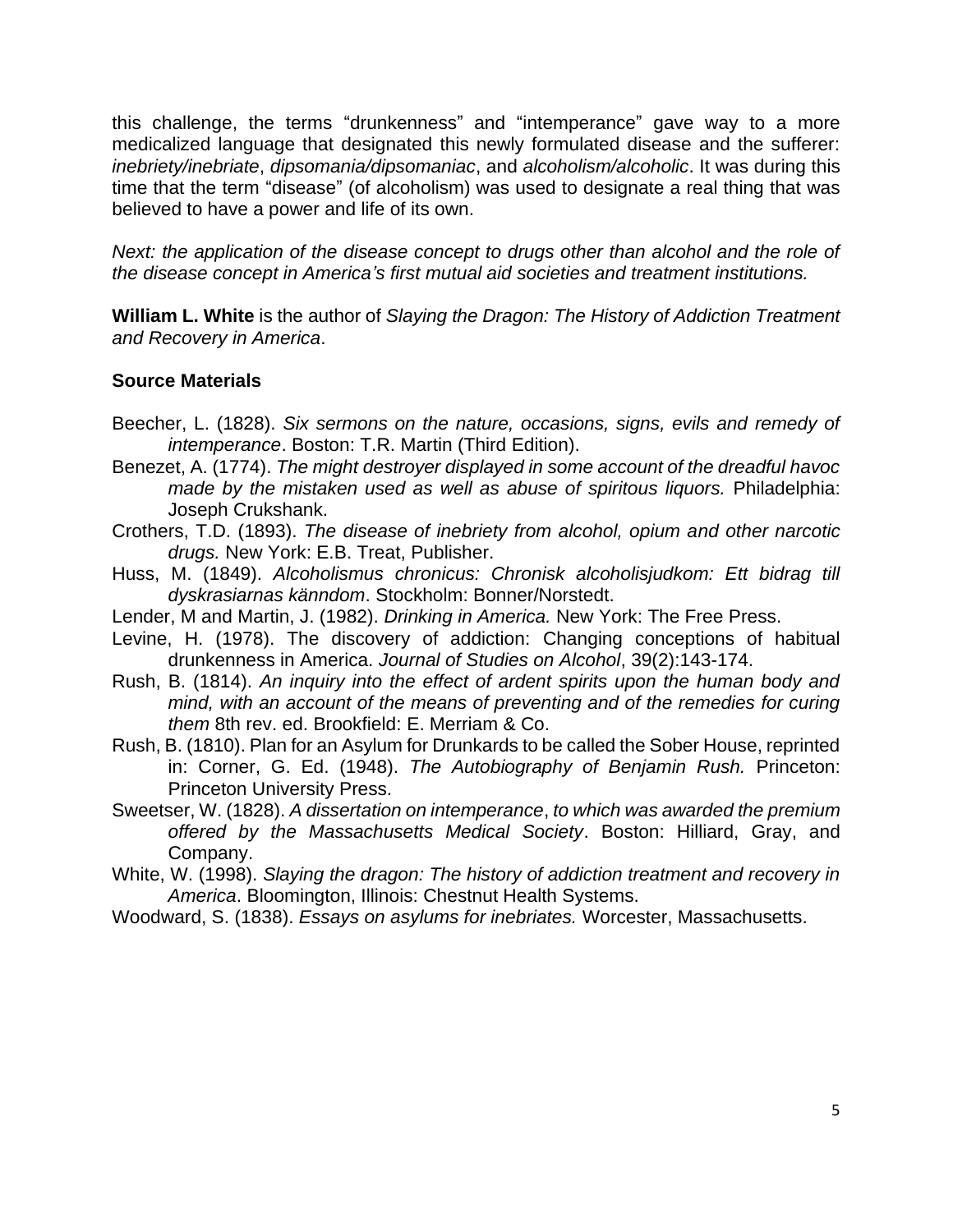this challenge, the terms "drunkenness" and "intemperance" gave way to a more medicalized language that designated this newly formulated disease and the sufferer: *inebriety/inebriate*, *dipsomania/dipsomaniac*, and *alcoholism/alcoholic*. It was during this time that the term "disease" (of alcoholism) was used to designate a real thing that was believed to have a power and life of its own.

*Next: the application of the disease concept to drugs other than alcohol and the role of the disease concept in America's first mutual aid societies and treatment institutions.*

**William L. White** is the author of *Slaying the Dragon: The History of Addiction Treatment and Recovery in America*.

**Source Materials**

Beecher, L. (1828). *Six sermons on the nature, occasions, signs, evils and remedy of intemperance*. Boston: T.R. Martin (Third Edition).

Benezet, A. (1774). *The might destroyer displayed in some account of the dreadful havoc made by the mistaken used as well as abuse of spiritous liquors.* Philadelphia: Joseph Crukshank.

Crothers, T.D. (1893). *The disease of inebriety from alcohol, opium and other narcotic drugs.* New York: E.B. Treat, Publisher.

Huss, M. (1849). *Alcoholismus chronicus: Chronisk alcoholisjudkom: Ett bidrag till dyskrasiarnas känndom*. Stockholm: Bonner/Norstedt.

Lender, M and Martin, J. (1982). *Drinking in America.* New York: The Free Press.

Levine, H. (1978). The discovery of addiction: Changing conceptions of habitual drunkenness in America. *Journal of Studies on Alcohol*, 39(2):143-174.

Rush, B. (1814). *An inquiry into the effect of ardent spirits upon the human body and mind, with an account of the means of preventing and of the remedies for curing them* 8th rev. ed. Brookfield: E. Merriam & Co.

Rush, B. (1810). Plan for an Asylum for Drunkards to be called the Sober House, reprinted in: Corner, G. Ed. (1948). *The Autobiography of Benjamin Rush.* Princeton: Princeton University Press.

Sweetser, W. (1828). *A dissertation on intemperance*, *to which was awarded the premium offered by the Massachusetts Medical Society*. Boston: Hilliard, Gray, and Company.

White, W. (1998). *Slaying the dragon: The history of addiction treatment and recovery in America*. Bloomington, Illinois: Chestnut Health Systems.

Woodward, S. (1838). *Essays on asylums for inebriates.* Worcester, Massachusetts.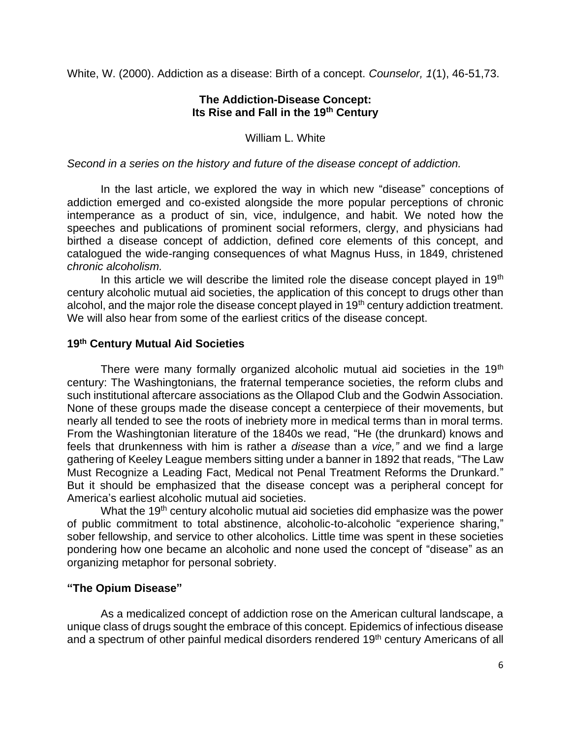White, W. (2000). Addiction as a disease: Birth of a concept. *Counselor, 1*(1), 46-51,73.

## The Addiction-Disease Concept: Its Rise and Fall in the 19th Century

William L. White

*Second in a series on the history and future of the disease concept of addiction.*

In the last article, we explored the way in which new "disease" conceptions of addiction emerged and co-existed alongside the more popular perceptions of chronic intemperance as a product of sin, vice, indulgence, and habit. We noted how the speeches and publications of prominent social reformers, clergy, and physicians had birthed a disease concept of addiction, defined core elements of this concept, and catalogued the wide-ranging consequences of what Magnus Huss, in 1849, christened *chronic alcoholism.*

In this article we will describe the limited role the disease concept played in 19th century alcoholic mutual aid societies, the application of this concept to drugs other than alcohol, and the major role the disease concept played in 19th century addiction treatment. We will also hear from some of the earliest critics of the disease concept.

### 19th Century Mutual Aid Societies

There were many formally organized alcoholic mutual aid societies in the 19th century: The Washingtonians, the fraternal temperance societies, the reform clubs and such institutional aftercare associations as the Ollapod Club and the Godwin Association. None of these groups made the disease concept a centerpiece of their movements, but nearly all tended to see the roots of inebriety more in medical terms than in moral terms. From the Washingtonian literature of the 1840s we read, "He (the drunkard) knows and feels that drunkenness with him is rather a *disease* than a *vice,"* and we find a large gathering of Keeley League members sitting under a banner in 1892 that reads, "The Law Must Recognize a Leading Fact, Medical not Penal Treatment Reforms the Drunkard." But it should be emphasized that the disease concept was a peripheral concept for America's earliest alcoholic mutual aid societies.

What the 19th century alcoholic mutual aid societies did emphasize was the power of public commitment to total abstinence, alcoholic-to-alcoholic "experience sharing," sober fellowship, and service to other alcoholics. Little time was spent in these societies pondering how one became an alcoholic and none used the concept of "disease" as an organizing metaphor for personal sobriety.

### "The Opium Disease"

As a medicalized concept of addiction rose on the American cultural landscape, a unique class of drugs sought the embrace of this concept. Epidemics of infectious disease and a spectrum of other painful medical disorders rendered 19th century Americans of all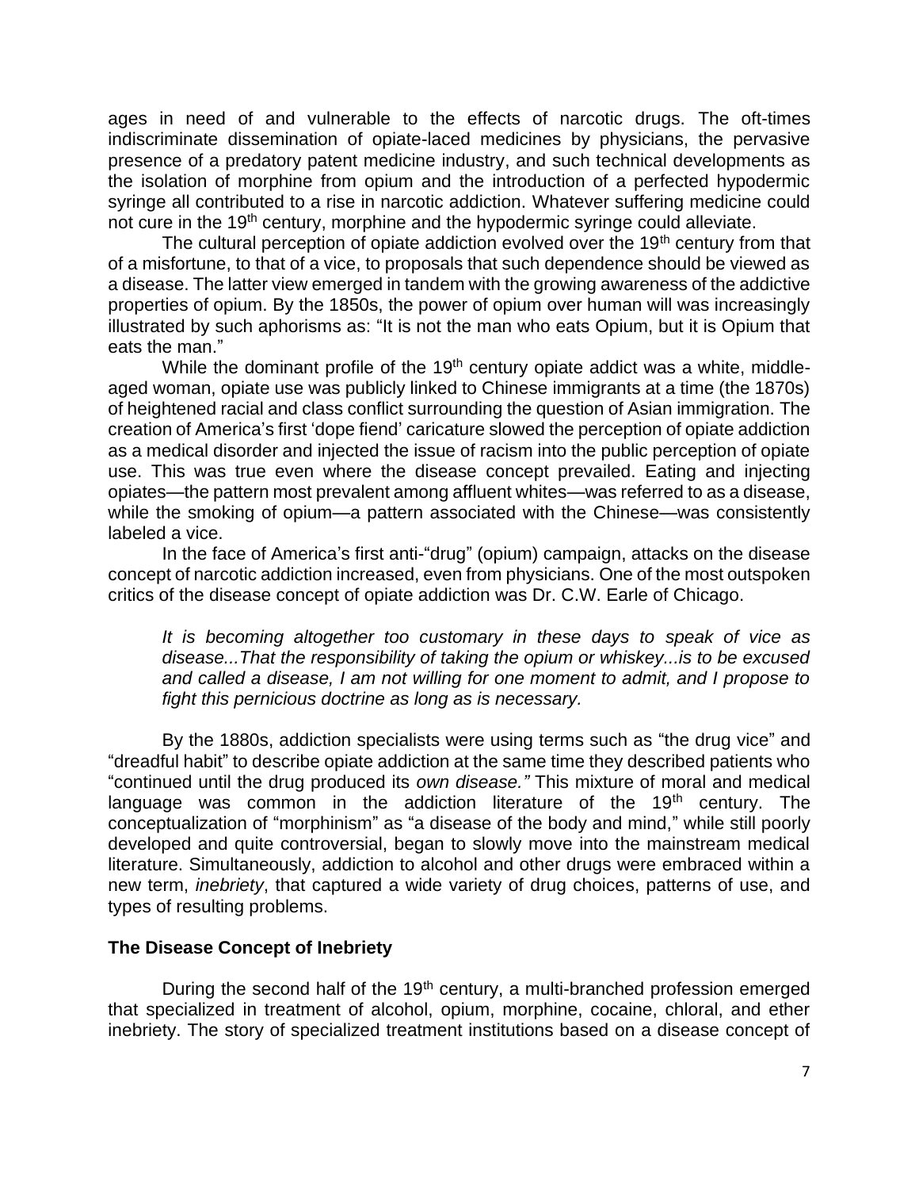ages in need of and vulnerable to the effects of narcotic drugs. The oft-times indiscriminate dissemination of opiate-laced medicines by physicians, the pervasive presence of a predatory patent medicine industry, and such technical developments as the isolation of morphine from opium and the introduction of a perfected hypodermic syringe all contributed to a rise in narcotic addiction. Whatever suffering medicine could not cure in the 19th century, morphine and the hypodermic syringe could alleviate.

The cultural perception of opiate addiction evolved over the 19th century from that of a misfortune, to that of a vice, to proposals that such dependence should be viewed as a disease. The latter view emerged in tandem with the growing awareness of the addictive properties of opium. By the 1850s, the power of opium over human will was increasingly illustrated by such aphorisms as: "It is not the man who eats Opium, but it is Opium that eats the man."

While the dominant profile of the 19th century opiate addict was a white, middle-aged woman, opiate use was publicly linked to Chinese immigrants at a time (the 1870s) of heightened racial and class conflict surrounding the question of Asian immigration. The creation of America's first 'dope fiend' caricature slowed the perception of opiate addiction as a medical disorder and injected the issue of racism into the public perception of opiate use. This was true even where the disease concept prevailed. Eating and injecting opiates—the pattern most prevalent among affluent whites—was referred to as a disease, while the smoking of opium—a pattern associated with the Chinese—was consistently labeled a vice.

In the face of America's first anti-"drug" (opium) campaign, attacks on the disease concept of narcotic addiction increased, even from physicians. One of the most outspoken critics of the disease concept of opiate addiction was Dr. C.W. Earle of Chicago.

> *It is becoming altogether too customary in these days to speak of vice as disease...That the responsibility of taking the opium or whiskey...is to be excused and called a disease, I am not willing for one moment to admit, and I propose to fight this pernicious doctrine as long as is necessary.*

By the 1880s, addiction specialists were using terms such as "the drug vice" and "dreadful habit" to describe opiate addiction at the same time they described patients who "continued until the drug produced its *own disease."* This mixture of moral and medical language was common in the addiction literature of the 19th century. The conceptualization of "morphinism" as "a disease of the body and mind," while still poorly developed and quite controversial, began to slowly move into the mainstream medical literature. Simultaneously, addiction to alcohol and other drugs were embraced within a new term, *inebriety*, that captured a wide variety of drug choices, patterns of use, and types of resulting problems.

**The Disease Concept of Inebriety**

During the second half of the 19th century, a multi-branched profession emerged that specialized in treatment of alcohol, opium, morphine, cocaine, chloral, and ether inebriety. The story of specialized treatment institutions based on a disease concept of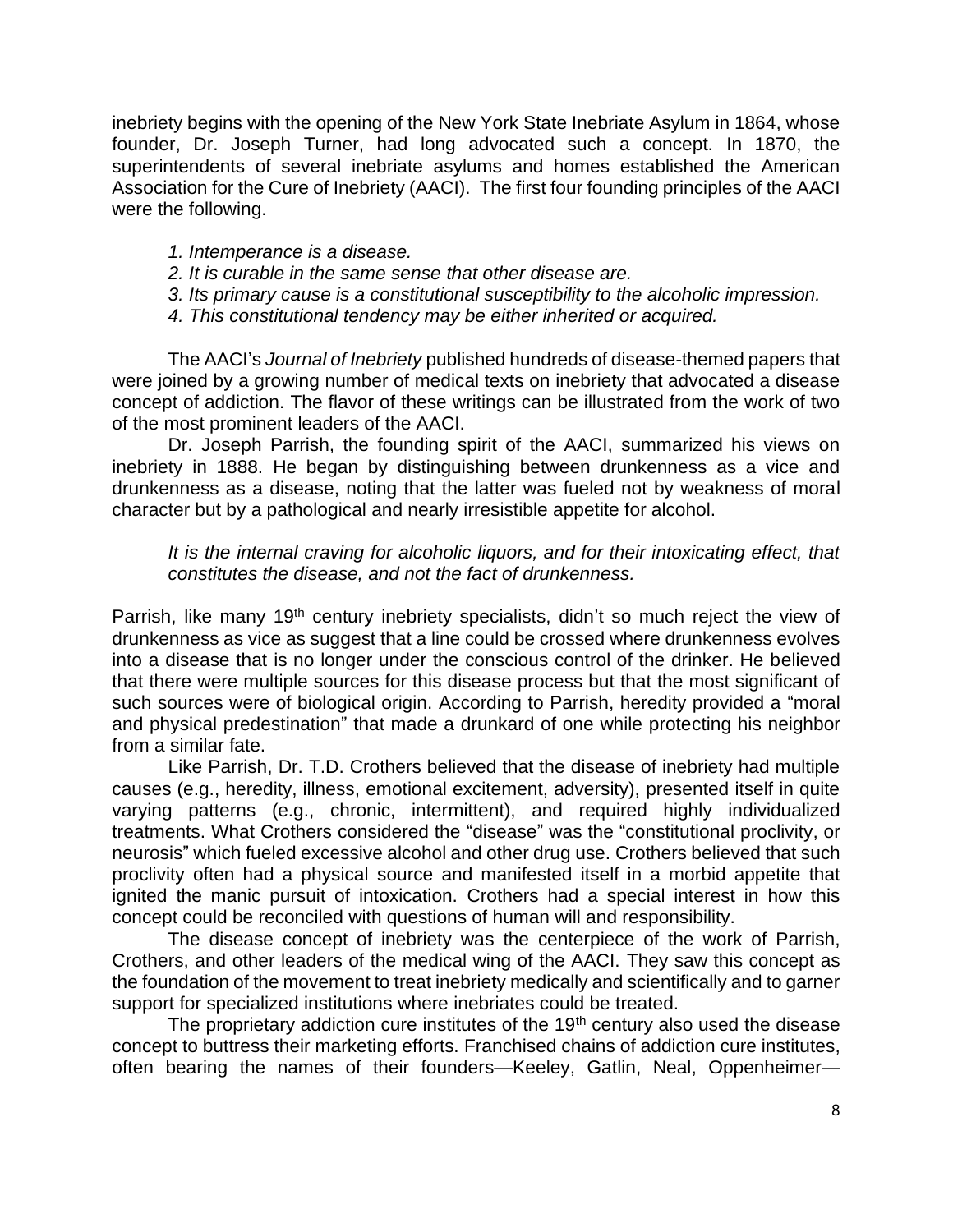inebriety begins with the opening of the New York State Inebriate Asylum in 1864, whose founder, Dr. Joseph Turner, had long advocated such a concept. In 1870, the superintendents of several inebriate asylums and homes established the American Association for the Cure of Inebriety (AACI). The first four founding principles of the AACI were the following.

> *1. Intemperance is a disease.*
> *2. It is curable in the same sense that other disease are.*
> *3. Its primary cause is a constitutional susceptibility to the alcoholic impression.*
> *4. This constitutional tendency may be either inherited or acquired.*

The AACI's *Journal of Inebriety* published hundreds of disease-themed papers that were joined by a growing number of medical texts on inebriety that advocated a disease concept of addiction. The flavor of these writings can be illustrated from the work of two of the most prominent leaders of the AACI.

Dr. Joseph Parrish, the founding spirit of the AACI, summarized his views on inebriety in 1888. He began by distinguishing between drunkenness as a vice and drunkenness as a disease, noting that the latter was fueled not by weakness of moral character but by a pathological and nearly irresistible appetite for alcohol.

> *It is the internal craving for alcoholic liquors, and for their intoxicating effect, that constitutes the disease, and not the fact of drunkenness.*

Parrish, like many 19th century inebriety specialists, didn't so much reject the view of drunkenness as vice as suggest that a line could be crossed where drunkenness evolves into a disease that is no longer under the conscious control of the drinker. He believed that there were multiple sources for this disease process but that the most significant of such sources were of biological origin. According to Parrish, heredity provided a "moral and physical predestination" that made a drunkard of one while protecting his neighbor from a similar fate.

Like Parrish, Dr. T.D. Crothers believed that the disease of inebriety had multiple causes (e.g., heredity, illness, emotional excitement, adversity), presented itself in quite varying patterns (e.g., chronic, intermittent), and required highly individualized treatments. What Crothers considered the "disease" was the "constitutional proclivity, or neurosis" which fueled excessive alcohol and other drug use. Crothers believed that such proclivity often had a physical source and manifested itself in a morbid appetite that ignited the manic pursuit of intoxication. Crothers had a special interest in how this concept could be reconciled with questions of human will and responsibility.

The disease concept of inebriety was the centerpiece of the work of Parrish, Crothers, and other leaders of the medical wing of the AACI. They saw this concept as the foundation of the movement to treat inebriety medically and scientifically and to garner support for specialized institutions where inebriates could be treated.

The proprietary addiction cure institutes of the 19th century also used the disease concept to buttress their marketing efforts. Franchised chains of addiction cure institutes, often bearing the names of their founders—Keeley, Gatlin, Neal, Oppenheimer—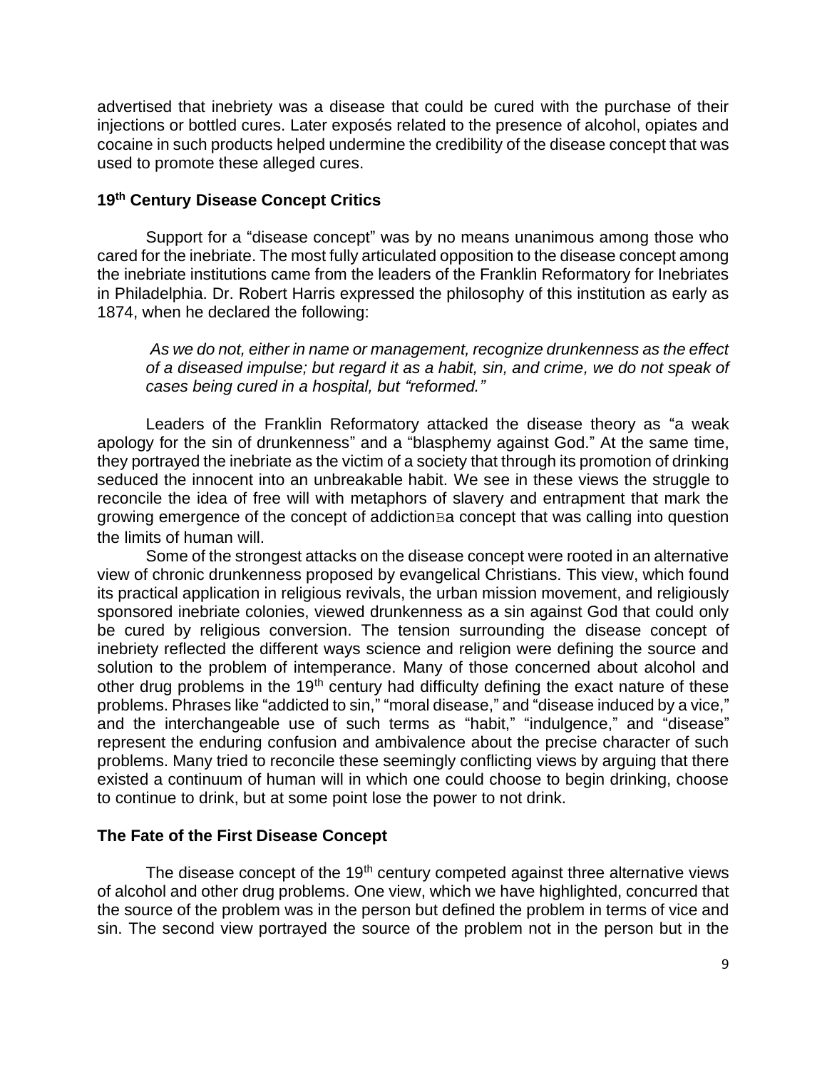advertised that inebriety was a disease that could be cured with the purchase of their injections or bottled cures. Later exposés related to the presence of alcohol, opiates and cocaine in such products helped undermine the credibility of the disease concept that was used to promote these alleged cures.

### 19th Century Disease Concept Critics

Support for a "disease concept" was by no means unanimous among those who cared for the inebriate. The most fully articulated opposition to the disease concept among the inebriate institutions came from the leaders of the Franklin Reformatory for Inebriates in Philadelphia. Dr. Robert Harris expressed the philosophy of this institution as early as 1874, when he declared the following:

> *As we do not, either in name or management, recognize drunkenness as the effect of a diseased impulse; but regard it as a habit, sin, and crime, we do not speak of cases being cured in a hospital, but "reformed."*

Leaders of the Franklin Reformatory attacked the disease theory as "a weak apology for the sin of drunkenness" and a "blasphemy against God." At the same time, they portrayed the inebriate as the victim of a society that through its promotion of drinking seduced the innocent into an unbreakable habit. We see in these views the struggle to reconcile the idea of free will with metaphors of slavery and entrapment that mark the growing emergence of the concept of addictionBa concept that was calling into question the limits of human will.

Some of the strongest attacks on the disease concept were rooted in an alternative view of chronic drunkenness proposed by evangelical Christians. This view, which found its practical application in religious revivals, the urban mission movement, and religiously sponsored inebriate colonies, viewed drunkenness as a sin against God that could only be cured by religious conversion. The tension surrounding the disease concept of inebriety reflected the different ways science and religion were defining the source and solution to the problem of intemperance. Many of those concerned about alcohol and other drug problems in the 19th century had difficulty defining the exact nature of these problems. Phrases like "addicted to sin," "moral disease," and "disease induced by a vice," and the interchangeable use of such terms as "habit," "indulgence," and "disease" represent the enduring confusion and ambivalence about the precise character of such problems. Many tried to reconcile these seemingly conflicting views by arguing that there existed a continuum of human will in which one could choose to begin drinking, choose to continue to drink, but at some point lose the power to not drink.

### The Fate of the First Disease Concept

The disease concept of the 19th century competed against three alternative views of alcohol and other drug problems. One view, which we have highlighted, concurred that the source of the problem was in the person but defined the problem in terms of vice and sin. The second view portrayed the source of the problem not in the person but in the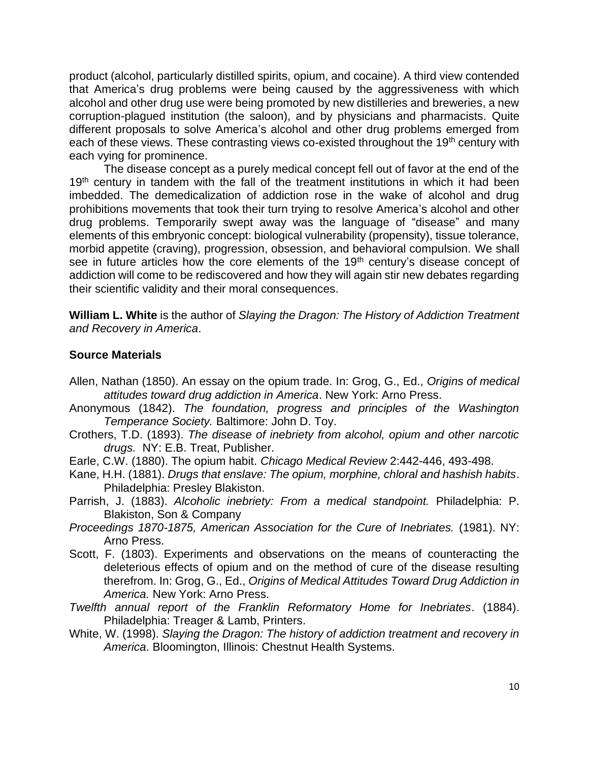product (alcohol, particularly distilled spirits, opium, and cocaine). A third view contended that America's drug problems were being caused by the aggressiveness with which alcohol and other drug use were being promoted by new distilleries and breweries, a new corruption-plagued institution (the saloon), and by physicians and pharmacists. Quite different proposals to solve America's alcohol and other drug problems emerged from each of these views. These contrasting views co-existed throughout the 19th century with each vying for prominence.

The disease concept as a purely medical concept fell out of favor at the end of the 19th century in tandem with the fall of the treatment institutions in which it had been imbedded. The demedicalization of addiction rose in the wake of alcohol and drug prohibitions movements that took their turn trying to resolve America's alcohol and other drug problems. Temporarily swept away was the language of "disease" and many elements of this embryonic concept: biological vulnerability (propensity), tissue tolerance, morbid appetite (craving), progression, obsession, and behavioral compulsion. We shall see in future articles how the core elements of the 19th century's disease concept of addiction will come to be rediscovered and how they will again stir new debates regarding their scientific validity and their moral consequences.

**William L. White** is the author of *Slaying the Dragon: The History of Addiction Treatment and Recovery in America*.

**Source Materials**

Allen, Nathan (1850). An essay on the opium trade. In: Grog, G., Ed., *Origins of medical attitudes toward drug addiction in America*. New York: Arno Press.

Anonymous (1842). *The foundation, progress and principles of the Washington Temperance Society.* Baltimore: John D. Toy.

Crothers, T.D. (1893). *The disease of inebriety from alcohol, opium and other narcotic drugs.* NY: E.B. Treat, Publisher.

Earle, C.W. (1880). The opium habit. *Chicago Medical Review* 2:442-446, 493-498.

Kane, H.H. (1881). *Drugs that enslave: The opium, morphine, chloral and hashish habits*. Philadelphia: Presley Blakiston.

Parrish, J. (1883). *Alcoholic inebriety: From a medical standpoint.* Philadelphia: P. Blakiston, Son & Company

*Proceedings 1870-1875, American Association for the Cure of Inebriates.* (1981). NY: Arno Press.

Scott, F. (1803). Experiments and observations on the means of counteracting the deleterious effects of opium and on the method of cure of the disease resulting therefrom. In: Grog, G., Ed., *Origins of Medical Attitudes Toward Drug Addiction in America.* New York: Arno Press.

*Twelfth annual report of the Franklin Reformatory Home for Inebriates*. (1884). Philadelphia: Treager & Lamb, Printers.

White, W. (1998). *Slaying the Dragon: The history of addiction treatment and recovery in America*. Bloomington, Illinois: Chestnut Health Systems.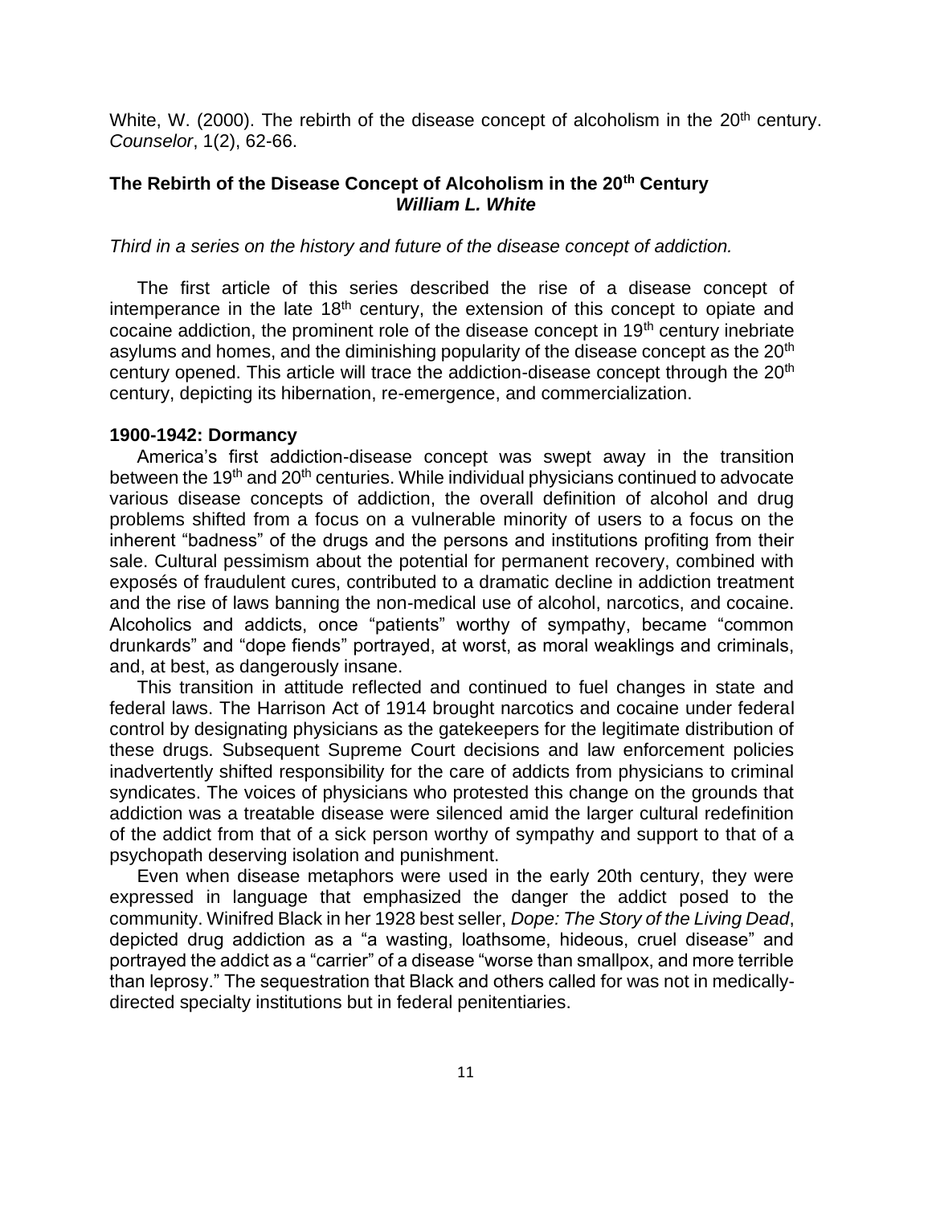White, W. (2000). The rebirth of the disease concept of alcoholism in the 20th century. *Counselor*, 1(2), 62-66.

## The Rebirth of the Disease Concept of Alcoholism in the 20th Century
***William L. White***

*Third in a series on the history and future of the disease concept of addiction.*

The first article of this series described the rise of a disease concept of intemperance in the late 18th century, the extension of this concept to opiate and cocaine addiction, the prominent role of the disease concept in 19th century inebriate asylums and homes, and the diminishing popularity of the disease concept as the 20th century opened. This article will trace the addiction-disease concept through the 20th century, depicting its hibernation, re-emergence, and commercialization.

### 1900-1942: Dormancy

America's first addiction-disease concept was swept away in the transition between the 19th and 20th centuries. While individual physicians continued to advocate various disease concepts of addiction, the overall definition of alcohol and drug problems shifted from a focus on a vulnerable minority of users to a focus on the inherent "badness" of the drugs and the persons and institutions profiting from their sale. Cultural pessimism about the potential for permanent recovery, combined with exposés of fraudulent cures, contributed to a dramatic decline in addiction treatment and the rise of laws banning the non-medical use of alcohol, narcotics, and cocaine. Alcoholics and addicts, once "patients" worthy of sympathy, became "common drunkards" and "dope fiends" portrayed, at worst, as moral weaklings and criminals, and, at best, as dangerously insane.

This transition in attitude reflected and continued to fuel changes in state and federal laws. The Harrison Act of 1914 brought narcotics and cocaine under federal control by designating physicians as the gatekeepers for the legitimate distribution of these drugs. Subsequent Supreme Court decisions and law enforcement policies inadvertently shifted responsibility for the care of addicts from physicians to criminal syndicates. The voices of physicians who protested this change on the grounds that addiction was a treatable disease were silenced amid the larger cultural redefinition of the addict from that of a sick person worthy of sympathy and support to that of a psychopath deserving isolation and punishment.

Even when disease metaphors were used in the early 20th century, they were expressed in language that emphasized the danger the addict posed to the community. Winifred Black in her 1928 best seller, *Dope: The Story of the Living Dead*, depicted drug addiction as "a wasting, loathsome, hideous, cruel disease" and portrayed the addict as a "carrier" of a disease "worse than smallpox, and more terrible than leprosy." The sequestration that Black and others called for was not in medically-directed specialty institutions but in federal penitentiaries.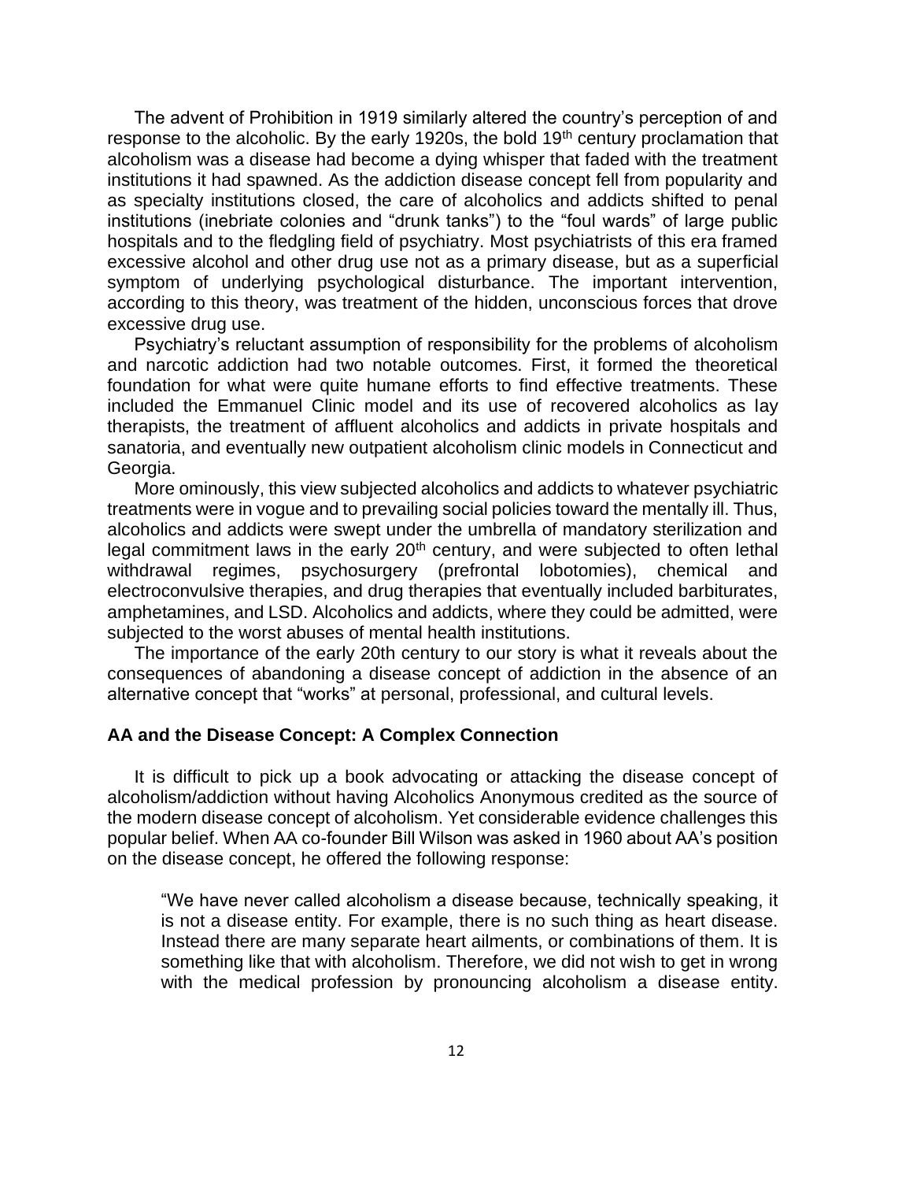The advent of Prohibition in 1919 similarly altered the country's perception of and response to the alcoholic. By the early 1920s, the bold 19th century proclamation that alcoholism was a disease had become a dying whisper that faded with the treatment institutions it had spawned. As the addiction disease concept fell from popularity and as specialty institutions closed, the care of alcoholics and addicts shifted to penal institutions (inebriate colonies and "drunk tanks") to the "foul wards" of large public hospitals and to the fledgling field of psychiatry. Most psychiatrists of this era framed excessive alcohol and other drug use not as a primary disease, but as a superficial symptom of underlying psychological disturbance. The important intervention, according to this theory, was treatment of the hidden, unconscious forces that drove excessive drug use.

Psychiatry's reluctant assumption of responsibility for the problems of alcoholism and narcotic addiction had two notable outcomes. First, it formed the theoretical foundation for what were quite humane efforts to find effective treatments. These included the Emmanuel Clinic model and its use of recovered alcoholics as lay therapists, the treatment of affluent alcoholics and addicts in private hospitals and sanatoria, and eventually new outpatient alcoholism clinic models in Connecticut and Georgia.

More ominously, this view subjected alcoholics and addicts to whatever psychiatric treatments were in vogue and to prevailing social policies toward the mentally ill. Thus, alcoholics and addicts were swept under the umbrella of mandatory sterilization and legal commitment laws in the early 20th century, and were subjected to often lethal withdrawal regimes, psychosurgery (prefrontal lobotomies), chemical and electroconvulsive therapies, and drug therapies that eventually included barbiturates, amphetamines, and LSD. Alcoholics and addicts, where they could be admitted, were subjected to the worst abuses of mental health institutions.

The importance of the early 20th century to our story is what it reveals about the consequences of abandoning a disease concept of addiction in the absence of an alternative concept that "works" at personal, professional, and cultural levels.

### AA and the Disease Concept: A Complex Connection

It is difficult to pick up a book advocating or attacking the disease concept of alcoholism/addiction without having Alcoholics Anonymous credited as the source of the modern disease concept of alcoholism. Yet considerable evidence challenges this popular belief. When AA co-founder Bill Wilson was asked in 1960 about AA's position on the disease concept, he offered the following response:

> "We have never called alcoholism a disease because, technically speaking, it is not a disease entity. For example, there is no such thing as heart disease. Instead there are many separate heart ailments, or combinations of them. It is something like that with alcoholism. Therefore, we did not wish to get in wrong with the medical profession by pronouncing alcoholism a disease entity.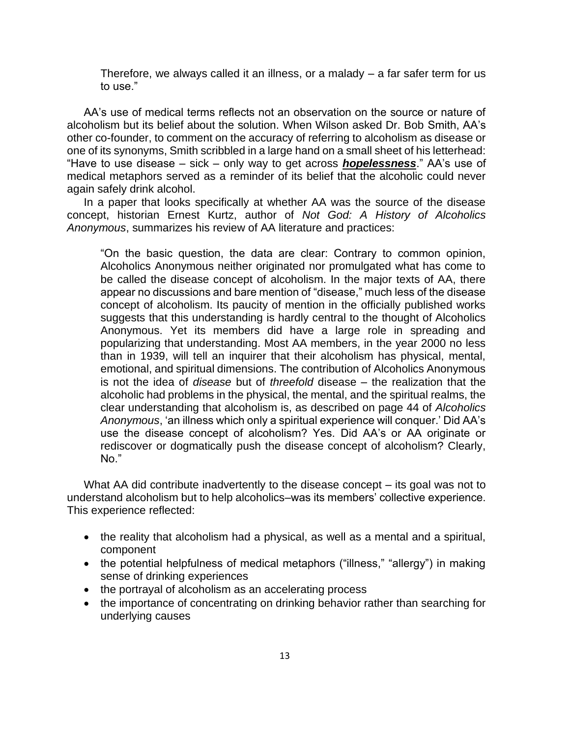> Therefore, we always called it an illness, or a malady – a far safer term for us to use."

AA's use of medical terms reflects not an observation on the source or nature of alcoholism but its belief about the solution. When Wilson asked Dr. Bob Smith, AA's other co-founder, to comment on the accuracy of referring to alcoholism as disease or one of its synonyms, Smith scribbled in a large hand on a small sheet of his letterhead: "Have to use disease – sick – only way to get across ***hopelessness***." AA's use of medical metaphors served as a reminder of its belief that the alcoholic could never again safely drink alcohol.

In a paper that looks specifically at whether AA was the source of the disease concept, historian Ernest Kurtz, author of *Not God: A History of Alcoholics Anonymous*, summarizes his review of AA literature and practices:

> "On the basic question, the data are clear: Contrary to common opinion, Alcoholics Anonymous neither originated nor promulgated what has come to be called the disease concept of alcoholism. In the major texts of AA, there appear no discussions and bare mention of "disease," much less of the disease concept of alcoholism. Its paucity of mention in the officially published works suggests that this understanding is hardly central to the thought of Alcoholics Anonymous. Yet its members did have a large role in spreading and popularizing that understanding. Most AA members, in the year 2000 no less than in 1939, will tell an inquirer that their alcoholism has physical, mental, emotional, and spiritual dimensions. The contribution of Alcoholics Anonymous is not the idea of *disease* but of *threefold* disease – the realization that the alcoholic had problems in the physical, the mental, and the spiritual realms, the clear understanding that alcoholism is, as described on page 44 of *Alcoholics Anonymous*, 'an illness which only a spiritual experience will conquer.' Did AA's use the disease concept of alcoholism? Yes. Did AA's or AA originate or rediscover or dogmatically push the disease concept of alcoholism? Clearly, No."

What AA did contribute inadvertently to the disease concept – its goal was not to understand alcoholism but to help alcoholics–was its members' collective experience. This experience reflected:

- the reality that alcoholism had a physical, as well as a mental and a spiritual, component
- the potential helpfulness of medical metaphors ("illness," "allergy") in making sense of drinking experiences
- the portrayal of alcoholism as an accelerating process
- the importance of concentrating on drinking behavior rather than searching for underlying causes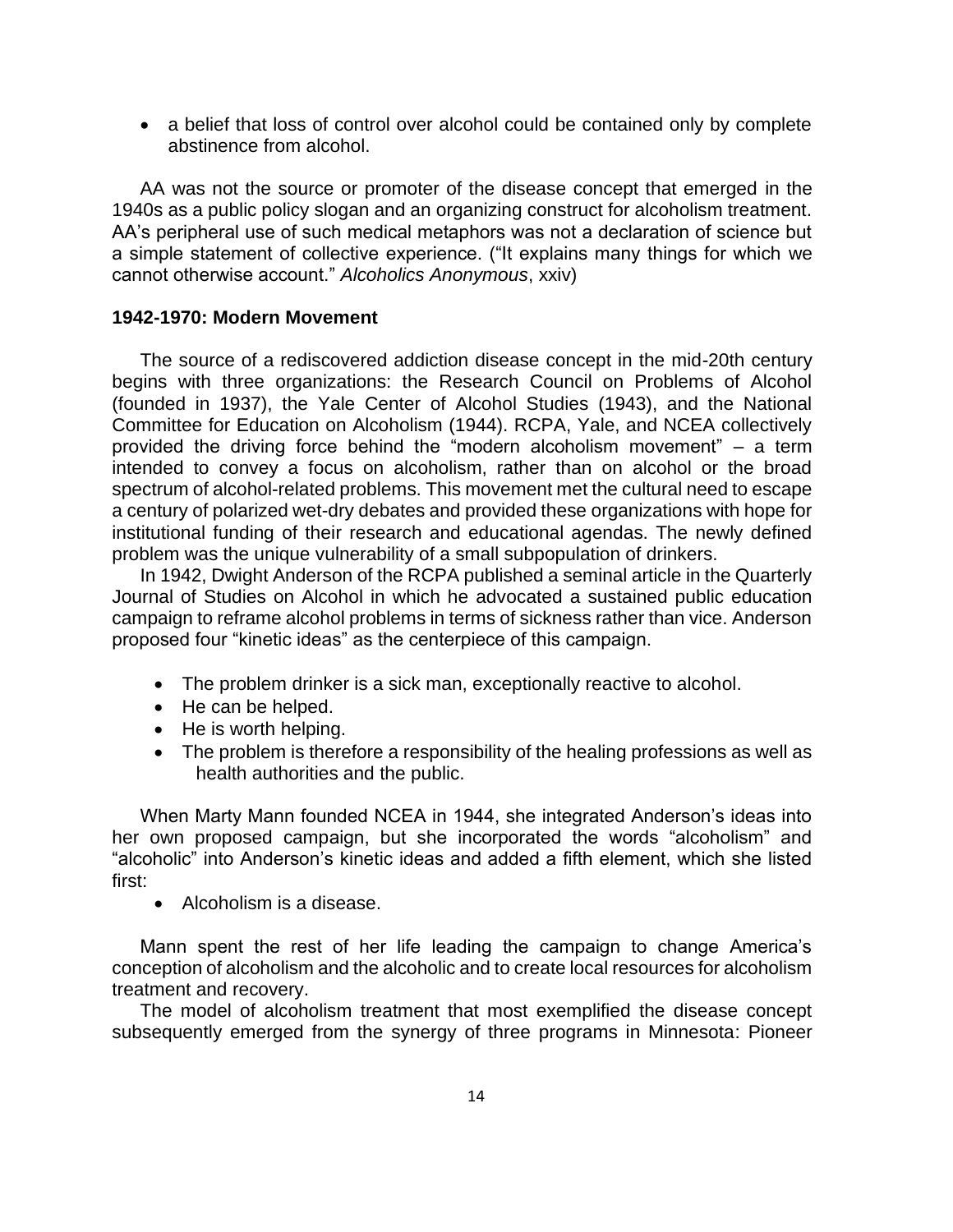- a belief that loss of control over alcohol could be contained only by complete abstinence from alcohol.

AA was not the source or promoter of the disease concept that emerged in the 1940s as a public policy slogan and an organizing construct for alcoholism treatment. AA's peripheral use of such medical metaphors was not a declaration of science but a simple statement of collective experience. ("It explains many things for which we cannot otherwise account." *Alcoholics Anonymous*, xxiv)

**1942-1970: Modern Movement**

The source of a rediscovered addiction disease concept in the mid-20th century begins with three organizations: the Research Council on Problems of Alcohol (founded in 1937), the Yale Center of Alcohol Studies (1943), and the National Committee for Education on Alcoholism (1944). RCPA, Yale, and NCEA collectively provided the driving force behind the "modern alcoholism movement" – a term intended to convey a focus on alcoholism, rather than on alcohol or the broad spectrum of alcohol-related problems. This movement met the cultural need to escape a century of polarized wet-dry debates and provided these organizations with hope for institutional funding of their research and educational agendas. The newly defined problem was the unique vulnerability of a small subpopulation of drinkers.

In 1942, Dwight Anderson of the RCPA published a seminal article in the Quarterly Journal of Studies on Alcohol in which he advocated a sustained public education campaign to reframe alcohol problems in terms of sickness rather than vice. Anderson proposed four "kinetic ideas" as the centerpiece of this campaign.

- The problem drinker is a sick man, exceptionally reactive to alcohol.
- He can be helped.
- He is worth helping.
- The problem is therefore a responsibility of the healing professions as well as health authorities and the public.

When Marty Mann founded NCEA in 1944, she integrated Anderson's ideas into her own proposed campaign, but she incorporated the words "alcoholism" and "alcoholic" into Anderson's kinetic ideas and added a fifth element, which she listed first:

- Alcoholism is a disease.

Mann spent the rest of her life leading the campaign to change America's conception of alcoholism and the alcoholic and to create local resources for alcoholism treatment and recovery.

The model of alcoholism treatment that most exemplified the disease concept subsequently emerged from the synergy of three programs in Minnesota: Pioneer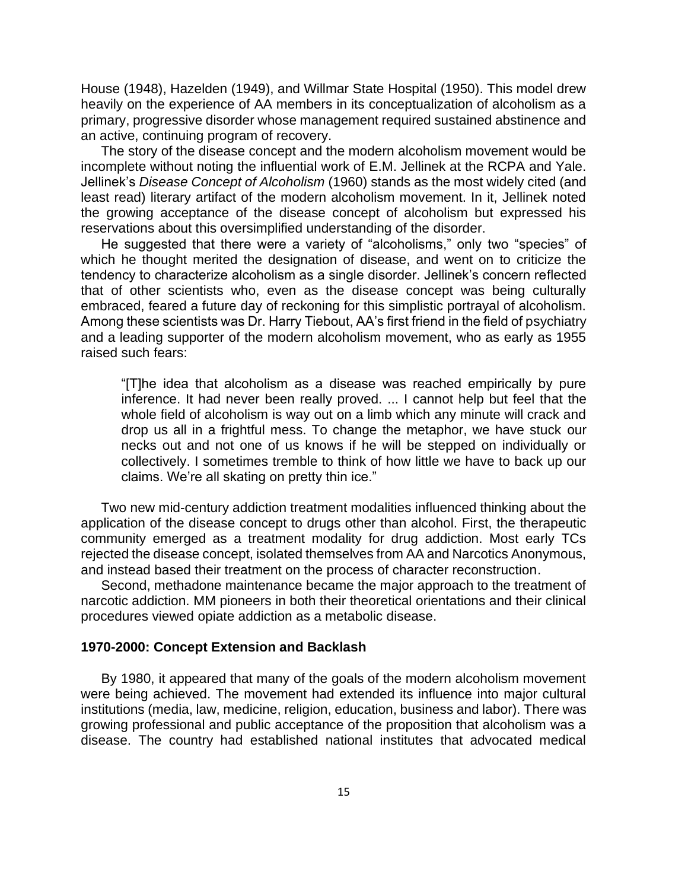House (1948), Hazelden (1949), and Willmar State Hospital (1950). This model drew heavily on the experience of AA members in its conceptualization of alcoholism as a primary, progressive disorder whose management required sustained abstinence and an active, continuing program of recovery.

The story of the disease concept and the modern alcoholism movement would be incomplete without noting the influential work of E.M. Jellinek at the RCPA and Yale. Jellinek's *Disease Concept of Alcoholism* (1960) stands as the most widely cited (and least read) literary artifact of the modern alcoholism movement. In it, Jellinek noted the growing acceptance of the disease concept of alcoholism but expressed his reservations about this oversimplified understanding of the disorder.

He suggested that there were a variety of "alcoholisms," only two "species" of which he thought merited the designation of disease, and went on to criticize the tendency to characterize alcoholism as a single disorder. Jellinek's concern reflected that of other scientists who, even as the disease concept was being culturally embraced, feared a future day of reckoning for this simplistic portrayal of alcoholism. Among these scientists was Dr. Harry Tiebout, AA's first friend in the field of psychiatry and a leading supporter of the modern alcoholism movement, who as early as 1955 raised such fears:

> "[T]he idea that alcoholism as a disease was reached empirically by pure inference. It had never been really proved. ... I cannot help but feel that the whole field of alcoholism is way out on a limb which any minute will crack and drop us all in a frightful mess. To change the metaphor, we have stuck our necks out and not one of us knows if he will be stepped on individually or collectively. I sometimes tremble to think of how little we have to back up our claims. We're all skating on pretty thin ice."

Two new mid-century addiction treatment modalities influenced thinking about the application of the disease concept to drugs other than alcohol. First, the therapeutic community emerged as a treatment modality for drug addiction. Most early TCs rejected the disease concept, isolated themselves from AA and Narcotics Anonymous, and instead based their treatment on the process of character reconstruction.

Second, methadone maintenance became the major approach to the treatment of narcotic addiction. MM pioneers in both their theoretical orientations and their clinical procedures viewed opiate addiction as a metabolic disease.

### 1970-2000: Concept Extension and Backlash

By 1980, it appeared that many of the goals of the modern alcoholism movement were being achieved. The movement had extended its influence into major cultural institutions (media, law, medicine, religion, education, business and labor). There was growing professional and public acceptance of the proposition that alcoholism was a disease. The country had established national institutes that advocated medical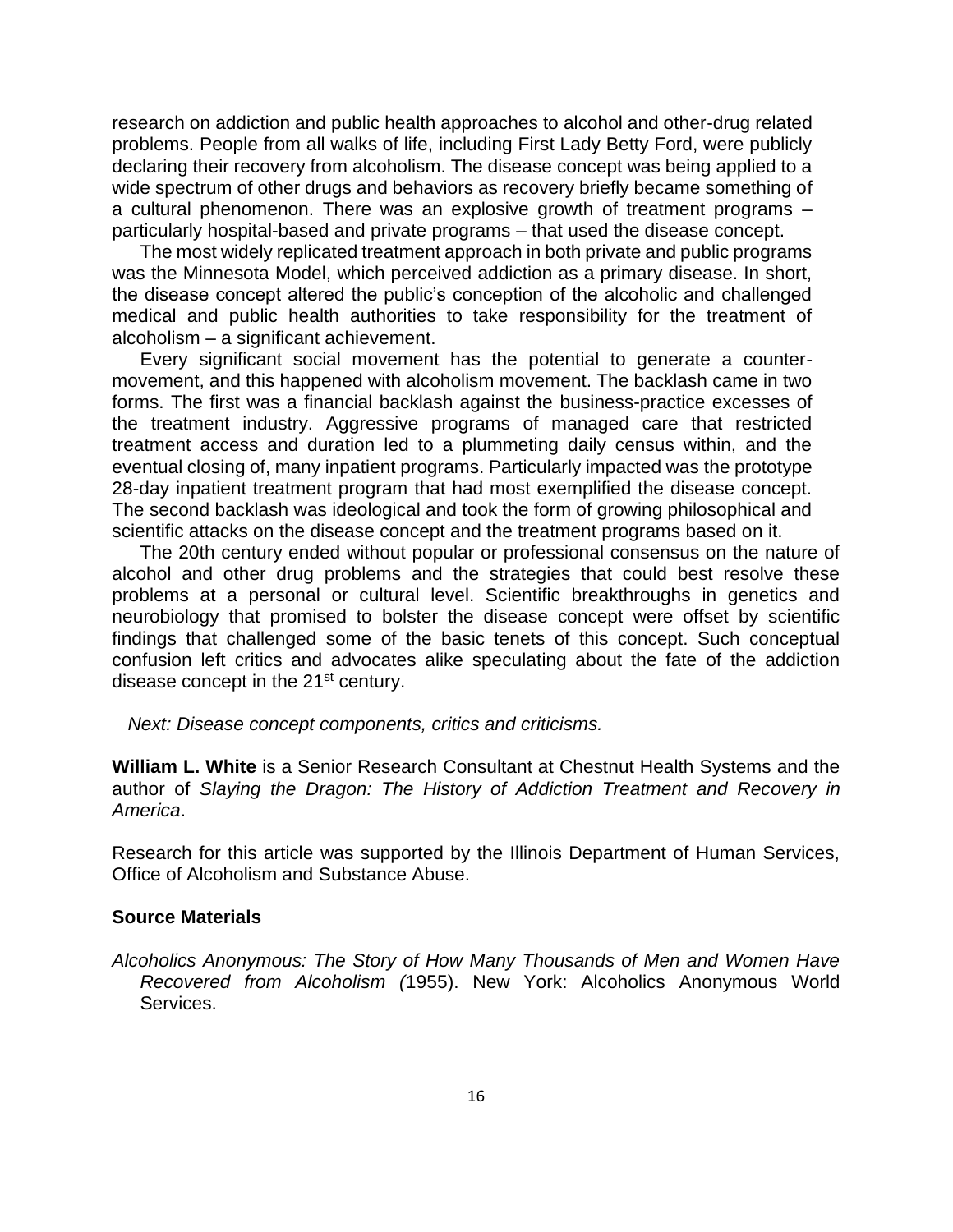research on addiction and public health approaches to alcohol and other-drug related problems. People from all walks of life, including First Lady Betty Ford, were publicly declaring their recovery from alcoholism. The disease concept was being applied to a wide spectrum of other drugs and behaviors as recovery briefly became something of a cultural phenomenon. There was an explosive growth of treatment programs – particularly hospital-based and private programs – that used the disease concept.

The most widely replicated treatment approach in both private and public programs was the Minnesota Model, which perceived addiction as a primary disease. In short, the disease concept altered the public's conception of the alcoholic and challenged medical and public health authorities to take responsibility for the treatment of alcoholism – a significant achievement.

Every significant social movement has the potential to generate a counter-movement, and this happened with alcoholism movement. The backlash came in two forms. The first was a financial backlash against the business-practice excesses of the treatment industry. Aggressive programs of managed care that restricted treatment access and duration led to a plummeting daily census within, and the eventual closing of, many inpatient programs. Particularly impacted was the prototype 28-day inpatient treatment program that had most exemplified the disease concept. The second backlash was ideological and took the form of growing philosophical and scientific attacks on the disease concept and the treatment programs based on it.

The 20th century ended without popular or professional consensus on the nature of alcohol and other drug problems and the strategies that could best resolve these problems at a personal or cultural level. Scientific breakthroughs in genetics and neurobiology that promised to bolster the disease concept were offset by scientific findings that challenged some of the basic tenets of this concept. Such conceptual confusion left critics and advocates alike speculating about the fate of the addiction disease concept in the 21st century.

*Next: Disease concept components, critics and criticisms.*

**William L. White** is a Senior Research Consultant at Chestnut Health Systems and the author of *Slaying the Dragon: The History of Addiction Treatment and Recovery in America*.

Research for this article was supported by the Illinois Department of Human Services, Office of Alcoholism and Substance Abuse.

**Source Materials**

*Alcoholics Anonymous: The Story of How Many Thousands of Men and Women Have Recovered from Alcoholism (*1955). New York: Alcoholics Anonymous World Services.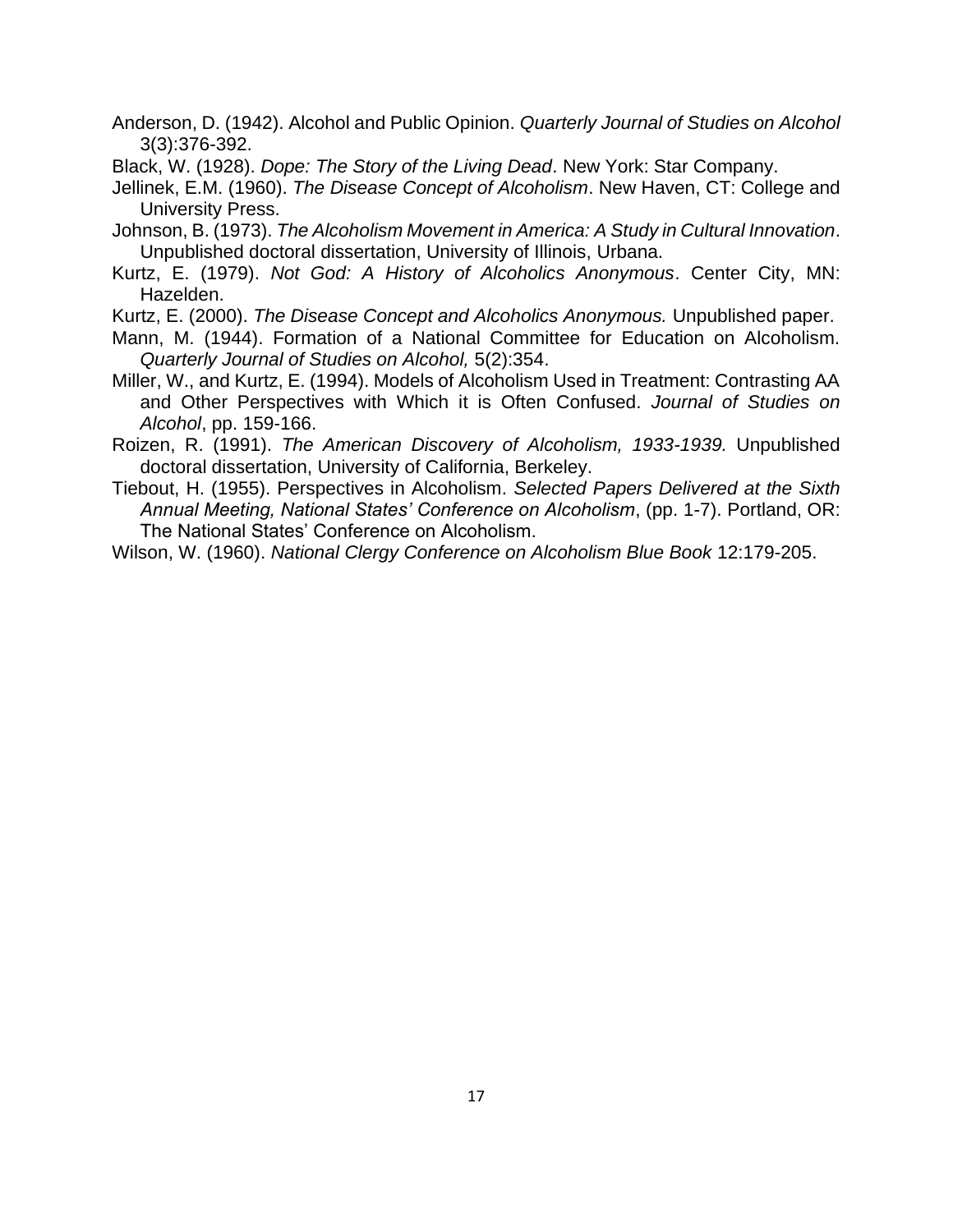Anderson, D. (1942). Alcohol and Public Opinion. *Quarterly Journal of Studies on Alcohol* 3(3):376-392.

Black, W. (1928). *Dope: The Story of the Living Dead*. New York: Star Company.

Jellinek, E.M. (1960). *The Disease Concept of Alcoholism*. New Haven, CT: College and University Press.

Johnson, B. (1973). *The Alcoholism Movement in America: A Study in Cultural Innovation*. Unpublished doctoral dissertation, University of Illinois, Urbana.

Kurtz, E. (1979). *Not God: A History of Alcoholics Anonymous*. Center City, MN: Hazelden.

Kurtz, E. (2000). *The Disease Concept and Alcoholics Anonymous.* Unpublished paper.

Mann, M. (1944). Formation of a National Committee for Education on Alcoholism. *Quarterly Journal of Studies on Alcohol,* 5(2):354.

Miller, W., and Kurtz, E. (1994). Models of Alcoholism Used in Treatment: Contrasting AA and Other Perspectives with Which it is Often Confused. *Journal of Studies on Alcohol*, pp. 159-166.

Roizen, R. (1991). *The American Discovery of Alcoholism, 1933-1939.* Unpublished doctoral dissertation, University of California, Berkeley.

Tiebout, H. (1955). Perspectives in Alcoholism. *Selected Papers Delivered at the Sixth Annual Meeting, National States' Conference on Alcoholism*, (pp. 1-7). Portland, OR: The National States' Conference on Alcoholism.

Wilson, W. (1960). *National Clergy Conference on Alcoholism Blue Book* 12:179-205.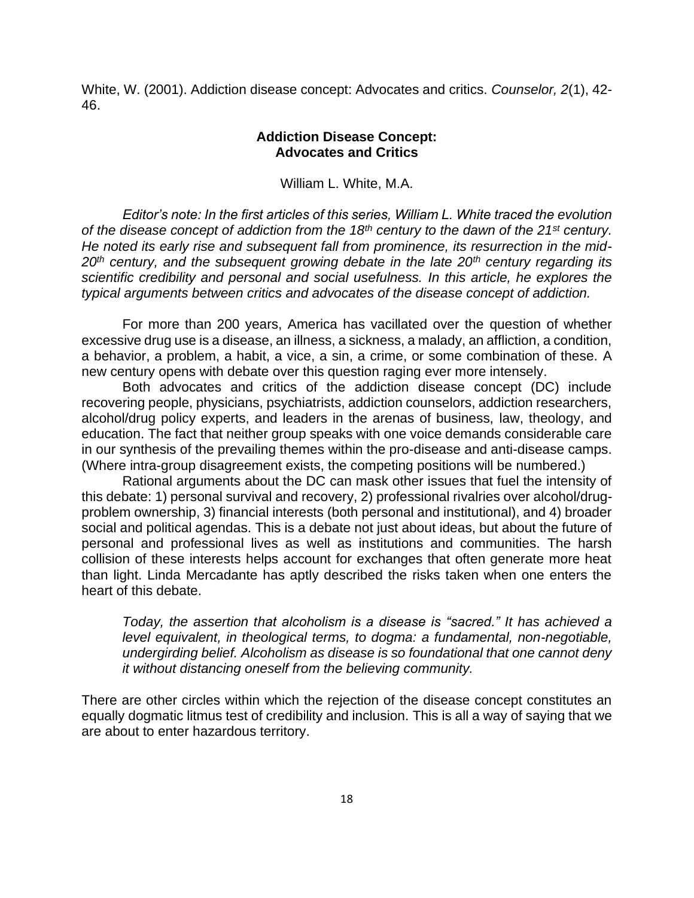White, W. (2001). Addiction disease concept: Advocates and critics. *Counselor, 2*(1), 42-46.

## Addiction Disease Concept: Advocates and Critics

William L. White, M.A.

*Editor's note: In the first articles of this series, William L. White traced the evolution of the disease concept of addiction from the 18th century to the dawn of the 21st century. He noted its early rise and subsequent fall from prominence, its resurrection in the mid-20th century, and the subsequent growing debate in the late 20th century regarding its scientific credibility and personal and social usefulness. In this article, he explores the typical arguments between critics and advocates of the disease concept of addiction.*

For more than 200 years, America has vacillated over the question of whether excessive drug use is a disease, an illness, a sickness, a malady, an affliction, a condition, a behavior, a problem, a habit, a vice, a sin, a crime, or some combination of these. A new century opens with debate over this question raging ever more intensely.

Both advocates and critics of the addiction disease concept (DC) include recovering people, physicians, psychiatrists, addiction counselors, addiction researchers, alcohol/drug policy experts, and leaders in the arenas of business, law, theology, and education. The fact that neither group speaks with one voice demands considerable care in our synthesis of the prevailing themes within the pro-disease and anti-disease camps. (Where intra-group disagreement exists, the competing positions will be numbered.)

Rational arguments about the DC can mask other issues that fuel the intensity of this debate: 1) personal survival and recovery, 2) professional rivalries over alcohol/drug-problem ownership, 3) financial interests (both personal and institutional), and 4) broader social and political agendas. This is a debate not just about ideas, but about the future of personal and professional lives as well as institutions and communities. The harsh collision of these interests helps account for exchanges that often generate more heat than light. Linda Mercadante has aptly described the risks taken when one enters the heart of this debate.

> *Today, the assertion that alcoholism is a disease is "sacred." It has achieved a level equivalent, in theological terms, to dogma: a fundamental, non-negotiable, undergirding belief. Alcoholism as disease is so foundational that one cannot deny it without distancing oneself from the believing community.*

There are other circles within which the rejection of the disease concept constitutes an equally dogmatic litmus test of credibility and inclusion. This is all a way of saying that we are about to enter hazardous territory.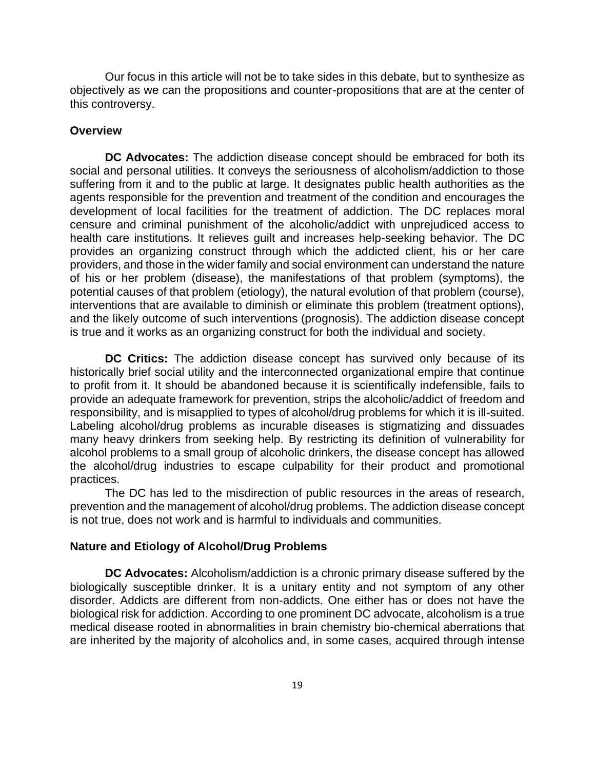Our focus in this article will not be to take sides in this debate, but to synthesize as objectively as we can the propositions and counter-propositions that are at the center of this controversy.

### Overview

**DC Advocates:** The addiction disease concept should be embraced for both its social and personal utilities. It conveys the seriousness of alcoholism/addiction to those suffering from it and to the public at large. It designates public health authorities as the agents responsible for the prevention and treatment of the condition and encourages the development of local facilities for the treatment of addiction. The DC replaces moral censure and criminal punishment of the alcoholic/addict with unprejudiced access to health care institutions. It relieves guilt and increases help-seeking behavior. The DC provides an organizing construct through which the addicted client, his or her care providers, and those in the wider family and social environment can understand the nature of his or her problem (disease), the manifestations of that problem (symptoms), the potential causes of that problem (etiology), the natural evolution of that problem (course), interventions that are available to diminish or eliminate this problem (treatment options), and the likely outcome of such interventions (prognosis). The addiction disease concept is true and it works as an organizing construct for both the individual and society.

**DC Critics:** The addiction disease concept has survived only because of its historically brief social utility and the interconnected organizational empire that continue to profit from it. It should be abandoned because it is scientifically indefensible, fails to provide an adequate framework for prevention, strips the alcoholic/addict of freedom and responsibility, and is misapplied to types of alcohol/drug problems for which it is ill-suited. Labeling alcohol/drug problems as incurable diseases is stigmatizing and dissuades many heavy drinkers from seeking help. By restricting its definition of vulnerability for alcohol problems to a small group of alcoholic drinkers, the disease concept has allowed the alcohol/drug industries to escape culpability for their product and promotional practices.

The DC has led to the misdirection of public resources in the areas of research, prevention and the management of alcohol/drug problems. The addiction disease concept is not true, does not work and is harmful to individuals and communities.

### Nature and Etiology of Alcohol/Drug Problems

**DC Advocates:** Alcoholism/addiction is a chronic primary disease suffered by the biologically susceptible drinker. It is a unitary entity and not symptom of any other disorder. Addicts are different from non-addicts. One either has or does not have the biological risk for addiction. According to one prominent DC advocate, alcoholism is a true medical disease rooted in abnormalities in brain chemistry bio-chemical aberrations that are inherited by the majority of alcoholics and, in some cases, acquired through intense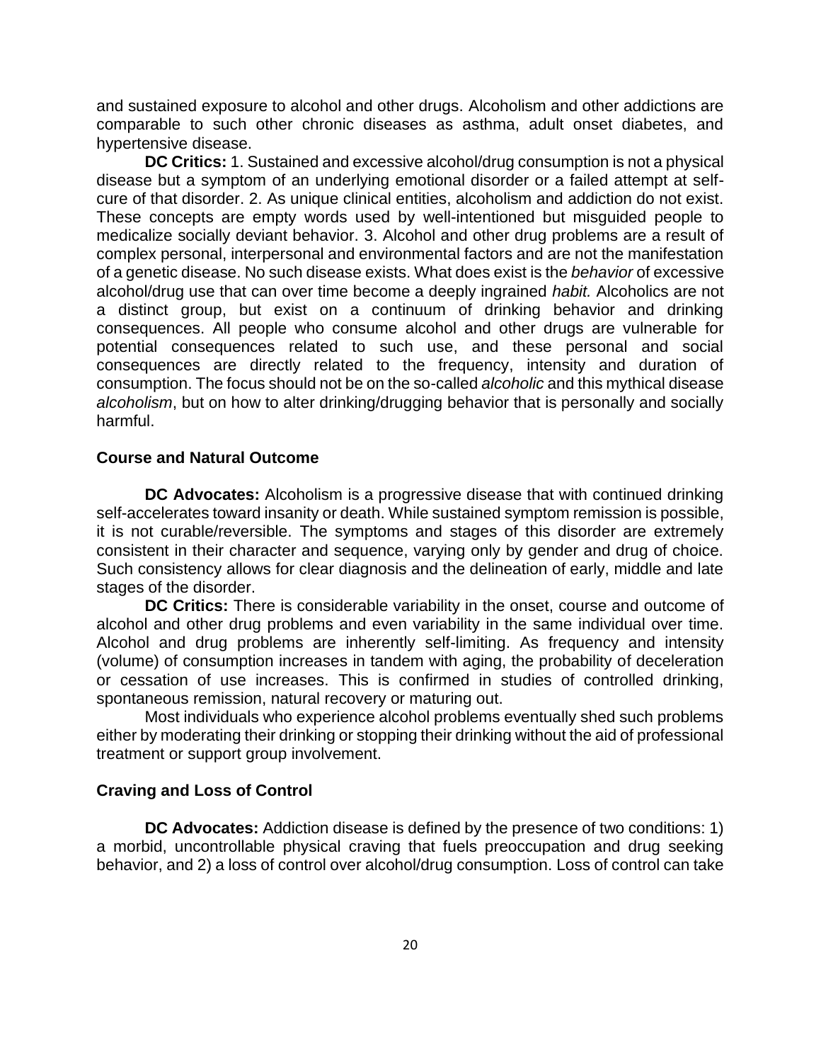and sustained exposure to alcohol and other drugs. Alcoholism and other addictions are comparable to such other chronic diseases as asthma, adult onset diabetes, and hypertensive disease.

**DC Critics:** 1. Sustained and excessive alcohol/drug consumption is not a physical disease but a symptom of an underlying emotional disorder or a failed attempt at self-cure of that disorder. 2. As unique clinical entities, alcoholism and addiction do not exist. These concepts are empty words used by well-intentioned but misguided people to medicalize socially deviant behavior. 3. Alcohol and other drug problems are a result of complex personal, interpersonal and environmental factors and are not the manifestation of a genetic disease. No such disease exists. What does exist is the *behavior* of excessive alcohol/drug use that can over time become a deeply ingrained *habit.* Alcoholics are not a distinct group, but exist on a continuum of drinking behavior and drinking consequences. All people who consume alcohol and other drugs are vulnerable for potential consequences related to such use, and these personal and social consequences are directly related to the frequency, intensity and duration of consumption. The focus should not be on the so-called *alcoholic* and this mythical disease *alcoholism*, but on how to alter drinking/drugging behavior that is personally and socially harmful.

### Course and Natural Outcome

**DC Advocates:** Alcoholism is a progressive disease that with continued drinking self-accelerates toward insanity or death. While sustained symptom remission is possible, it is not curable/reversible. The symptoms and stages of this disorder are extremely consistent in their character and sequence, varying only by gender and drug of choice. Such consistency allows for clear diagnosis and the delineation of early, middle and late stages of the disorder.

**DC Critics:** There is considerable variability in the onset, course and outcome of alcohol and other drug problems and even variability in the same individual over time. Alcohol and drug problems are inherently self-limiting. As frequency and intensity (volume) of consumption increases in tandem with aging, the probability of deceleration or cessation of use increases. This is confirmed in studies of controlled drinking, spontaneous remission, natural recovery or maturing out.

Most individuals who experience alcohol problems eventually shed such problems either by moderating their drinking or stopping their drinking without the aid of professional treatment or support group involvement.

### Craving and Loss of Control

**DC Advocates:** Addiction disease is defined by the presence of two conditions: 1) a morbid, uncontrollable physical craving that fuels preoccupation and drug seeking behavior, and 2) a loss of control over alcohol/drug consumption. Loss of control can take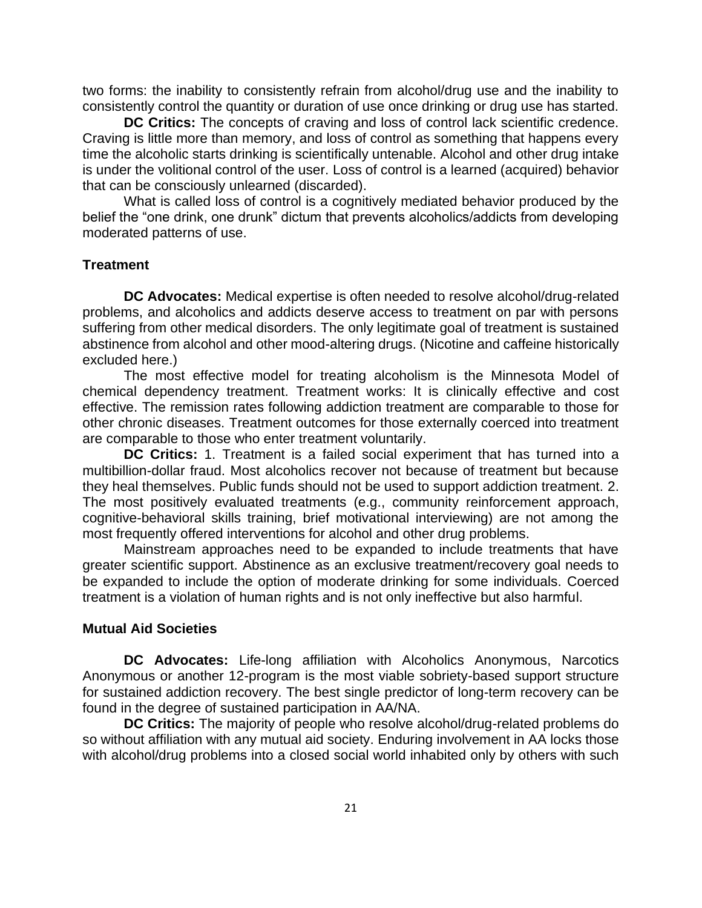two forms: the inability to consistently refrain from alcohol/drug use and the inability to consistently control the quantity or duration of use once drinking or drug use has started.

**DC Critics:** The concepts of craving and loss of control lack scientific credence. Craving is little more than memory, and loss of control as something that happens every time the alcoholic starts drinking is scientifically untenable. Alcohol and other drug intake is under the volitional control of the user. Loss of control is a learned (acquired) behavior that can be consciously unlearned (discarded).

What is called loss of control is a cognitively mediated behavior produced by the belief the "one drink, one drunk" dictum that prevents alcoholics/addicts from developing moderated patterns of use.

### Treatment

**DC Advocates:** Medical expertise is often needed to resolve alcohol/drug-related problems, and alcoholics and addicts deserve access to treatment on par with persons suffering from other medical disorders. The only legitimate goal of treatment is sustained abstinence from alcohol and other mood-altering drugs. (Nicotine and caffeine historically excluded here.)

The most effective model for treating alcoholism is the Minnesota Model of chemical dependency treatment. Treatment works: It is clinically effective and cost effective. The remission rates following addiction treatment are comparable to those for other chronic diseases. Treatment outcomes for those externally coerced into treatment are comparable to those who enter treatment voluntarily.

**DC Critics:** 1. Treatment is a failed social experiment that has turned into a multibillion-dollar fraud. Most alcoholics recover not because of treatment but because they heal themselves. Public funds should not be used to support addiction treatment. 2. The most positively evaluated treatments (e.g., community reinforcement approach, cognitive-behavioral skills training, brief motivational interviewing) are not among the most frequently offered interventions for alcohol and other drug problems.

Mainstream approaches need to be expanded to include treatments that have greater scientific support. Abstinence as an exclusive treatment/recovery goal needs to be expanded to include the option of moderate drinking for some individuals. Coerced treatment is a violation of human rights and is not only ineffective but also harmful.

### Mutual Aid Societies

**DC Advocates:** Life-long affiliation with Alcoholics Anonymous, Narcotics Anonymous or another 12-program is the most viable sobriety-based support structure for sustained addiction recovery. The best single predictor of long-term recovery can be found in the degree of sustained participation in AA/NA.

**DC Critics:** The majority of people who resolve alcohol/drug-related problems do so without affiliation with any mutual aid society. Enduring involvement in AA locks those with alcohol/drug problems into a closed social world inhabited only by others with such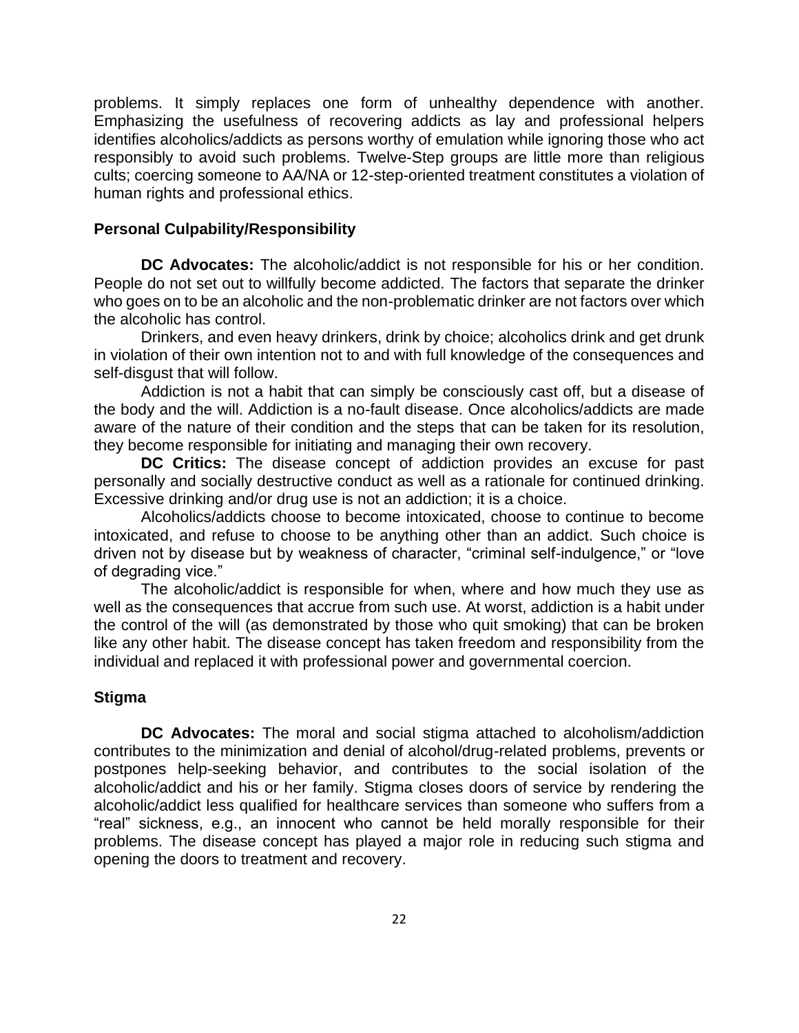problems. It simply replaces one form of unhealthy dependence with another. Emphasizing the usefulness of recovering addicts as lay and professional helpers identifies alcoholics/addicts as persons worthy of emulation while ignoring those who act responsibly to avoid such problems. Twelve-Step groups are little more than religious cults; coercing someone to AA/NA or 12-step-oriented treatment constitutes a violation of human rights and professional ethics.

### Personal Culpability/Responsibility

**DC Advocates:** The alcoholic/addict is not responsible for his or her condition. People do not set out to willfully become addicted. The factors that separate the drinker who goes on to be an alcoholic and the non-problematic drinker are not factors over which the alcoholic has control.

Drinkers, and even heavy drinkers, drink by choice; alcoholics drink and get drunk in violation of their own intention not to and with full knowledge of the consequences and self-disgust that will follow.

Addiction is not a habit that can simply be consciously cast off, but a disease of the body and the will. Addiction is a no-fault disease. Once alcoholics/addicts are made aware of the nature of their condition and the steps that can be taken for its resolution, they become responsible for initiating and managing their own recovery.

**DC Critics:** The disease concept of addiction provides an excuse for past personally and socially destructive conduct as well as a rationale for continued drinking. Excessive drinking and/or drug use is not an addiction; it is a choice.

Alcoholics/addicts choose to become intoxicated, choose to continue to become intoxicated, and refuse to choose to be anything other than an addict. Such choice is driven not by disease but by weakness of character, "criminal self-indulgence," or "love of degrading vice."

The alcoholic/addict is responsible for when, where and how much they use as well as the consequences that accrue from such use. At worst, addiction is a habit under the control of the will (as demonstrated by those who quit smoking) that can be broken like any other habit. The disease concept has taken freedom and responsibility from the individual and replaced it with professional power and governmental coercion.

### Stigma

**DC Advocates:** The moral and social stigma attached to alcoholism/addiction contributes to the minimization and denial of alcohol/drug-related problems, prevents or postpones help-seeking behavior, and contributes to the social isolation of the alcoholic/addict and his or her family. Stigma closes doors of service by rendering the alcoholic/addict less qualified for healthcare services than someone who suffers from a "real" sickness, e.g., an innocent who cannot be held morally responsible for their problems. The disease concept has played a major role in reducing such stigma and opening the doors to treatment and recovery.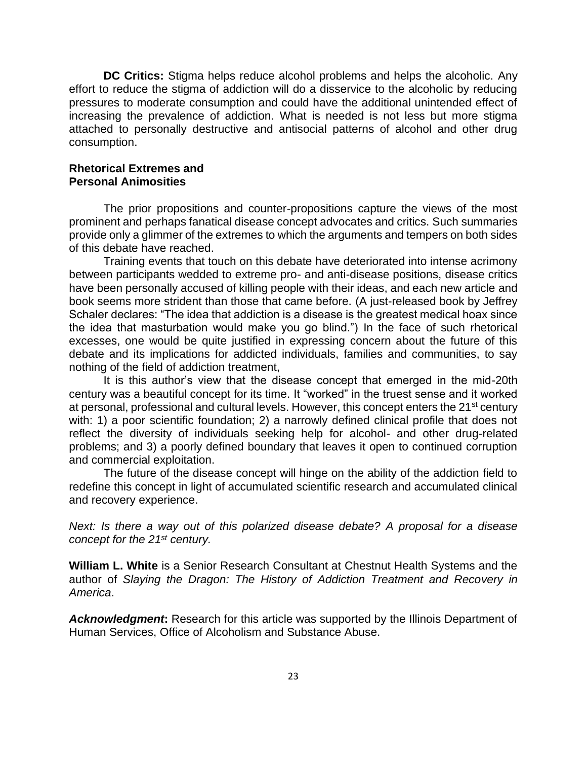**DC Critics:** Stigma helps reduce alcohol problems and helps the alcoholic. Any effort to reduce the stigma of addiction will do a disservice to the alcoholic by reducing pressures to moderate consumption and could have the additional unintended effect of increasing the prevalence of addiction. What is needed is not less but more stigma attached to personally destructive and antisocial patterns of alcohol and other drug consumption.

### Rhetorical Extremes and Personal Animosities

The prior propositions and counter-propositions capture the views of the most prominent and perhaps fanatical disease concept advocates and critics. Such summaries provide only a glimmer of the extremes to which the arguments and tempers on both sides of this debate have reached.

Training events that touch on this debate have deteriorated into intense acrimony between participants wedded to extreme pro- and anti-disease positions, disease critics have been personally accused of killing people with their ideas, and each new article and book seems more strident than those that came before. (A just-released book by Jeffrey Schaler declares: "The idea that addiction is a disease is the greatest medical hoax since the idea that masturbation would make you go blind.") In the face of such rhetorical excesses, one would be quite justified in expressing concern about the future of this debate and its implications for addicted individuals, families and communities, to say nothing of the field of addiction treatment,

It is this author's view that the disease concept that emerged in the mid-20th century was a beautiful concept for its time. It "worked" in the truest sense and it worked at personal, professional and cultural levels. However, this concept enters the 21st century with: 1) a poor scientific foundation; 2) a narrowly defined clinical profile that does not reflect the diversity of individuals seeking help for alcohol- and other drug-related problems; and 3) a poorly defined boundary that leaves it open to continued corruption and commercial exploitation.

The future of the disease concept will hinge on the ability of the addiction field to redefine this concept in light of accumulated scientific research and accumulated clinical and recovery experience.

*Next: Is there a way out of this polarized disease debate? A proposal for a disease concept for the 21st century.*

**William L. White** is a Senior Research Consultant at Chestnut Health Systems and the author of *Slaying the Dragon: The History of Addiction Treatment and Recovery in America*.

***Acknowledgment*:** Research for this article was supported by the Illinois Department of Human Services, Office of Alcoholism and Substance Abuse.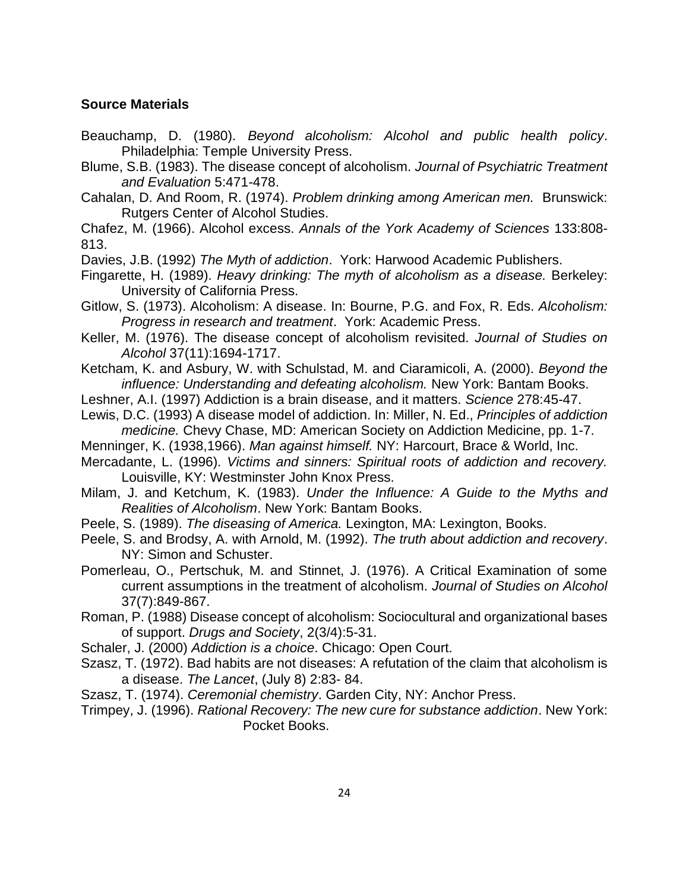**Source Materials**

Beauchamp, D. (1980). *Beyond alcoholism: Alcohol and public health policy*. Philadelphia: Temple University Press.

Blume, S.B. (1983). The disease concept of alcoholism. *Journal of Psychiatric Treatment and Evaluation* 5:471-478.

Cahalan, D. And Room, R. (1974). *Problem drinking among American men.* Brunswick: Rutgers Center of Alcohol Studies.

Chafez, M. (1966). Alcohol excess. *Annals of the York Academy of Sciences* 133:808-813.

Davies, J.B. (1992) *The Myth of addiction*. York: Harwood Academic Publishers.

Fingarette, H. (1989). *Heavy drinking: The myth of alcoholism as a disease.* Berkeley: University of California Press.

Gitlow, S. (1973). Alcoholism: A disease. In: Bourne, P.G. and Fox, R. Eds. *Alcoholism: Progress in research and treatment*. York: Academic Press.

Keller, M. (1976). The disease concept of alcoholism revisited. *Journal of Studies on Alcohol* 37(11):1694-1717.

Ketcham, K. and Asbury, W. with Schulstad, M. and Ciaramicoli, A. (2000). *Beyond the influence: Understanding and defeating alcoholism.* New York: Bantam Books.

Leshner, A.I. (1997) Addiction is a brain disease, and it matters. *Science* 278:45-47.

Lewis, D.C. (1993) A disease model of addiction. In: Miller, N. Ed., *Principles of addiction medicine.* Chevy Chase, MD: American Society on Addiction Medicine, pp. 1-7.

Menninger, K. (1938,1966). *Man against himself.* NY: Harcourt, Brace & World, Inc.

Mercadante, L. (1996). *Victims and sinners: Spiritual roots of addiction and recovery.* Louisville, KY: Westminster John Knox Press.

Milam, J. and Ketchum, K. (1983). *Under the Influence: A Guide to the Myths and Realities of Alcoholism*. New York: Bantam Books.

Peele, S. (1989). *The diseasing of America.* Lexington, MA: Lexington, Books.

Peele, S. and Brodsy, A. with Arnold, M. (1992). *The truth about addiction and recovery*. NY: Simon and Schuster.

Pomerleau, O., Pertschuk, M. and Stinnet, J. (1976). A Critical Examination of some current assumptions in the treatment of alcoholism. *Journal of Studies on Alcohol* 37(7):849-867.

Roman, P. (1988) Disease concept of alcoholism: Sociocultural and organizational bases of support. *Drugs and Society*, 2(3/4):5-31.

Schaler, J. (2000) *Addiction is a choice*. Chicago: Open Court.

Szasz, T. (1972). Bad habits are not diseases: A refutation of the claim that alcoholism is a disease. *The Lancet*, (July 8) 2:83- 84.

Szasz, T. (1974). *Ceremonial chemistry*. Garden City, NY: Anchor Press.

Trimpey, J. (1996). *Rational Recovery: The new cure for substance addiction*. New York: Pocket Books.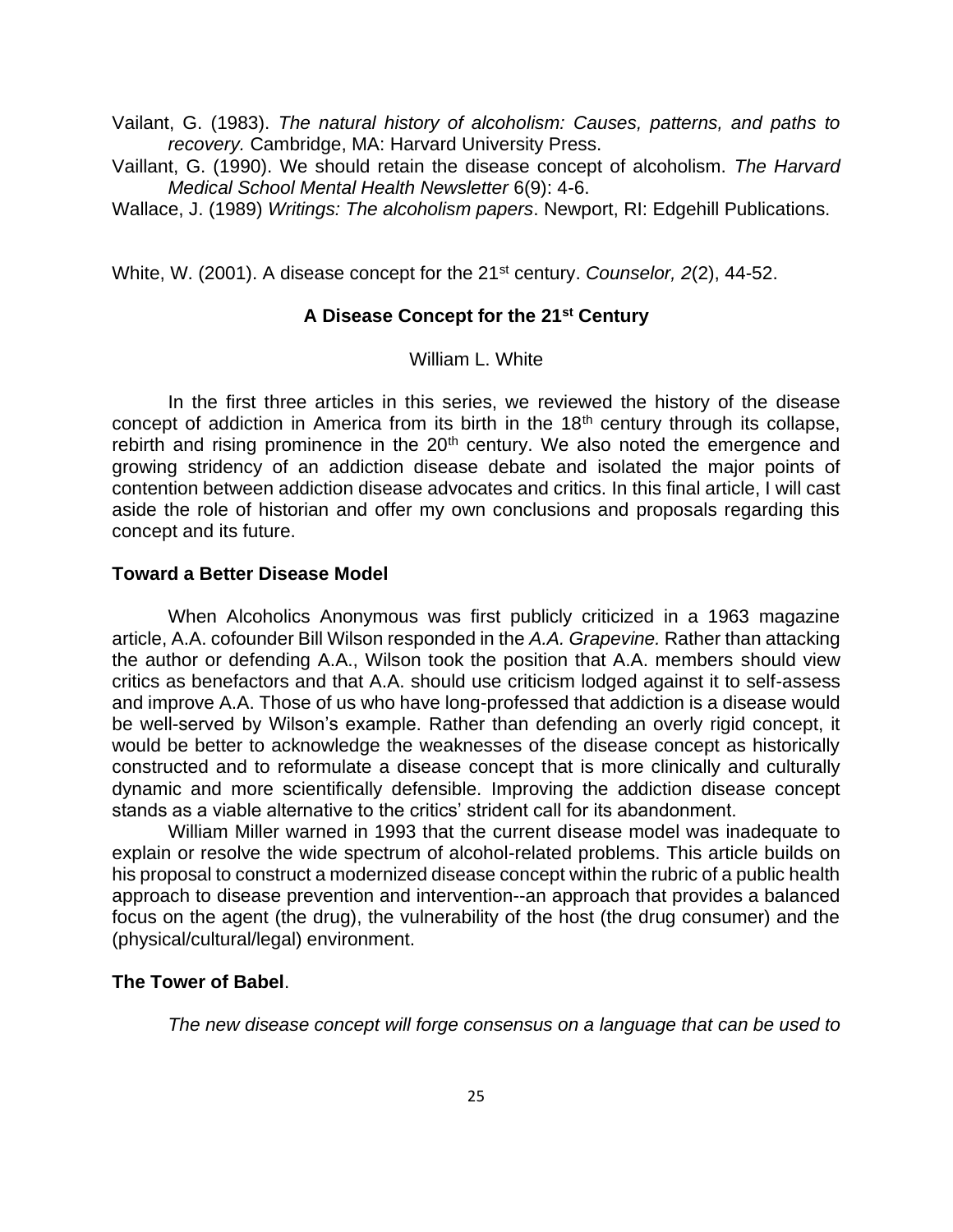Vailant, G. (1983). *The natural history of alcoholism: Causes, patterns, and paths to recovery.* Cambridge, MA: Harvard University Press.

Vaillant, G. (1990). We should retain the disease concept of alcoholism. *The Harvard Medical School Mental Health Newsletter* 6(9): 4-6.

Wallace, J. (1989) *Writings: The alcoholism papers*. Newport, RI: Edgehill Publications.

White, W. (2001). A disease concept for the 21st century. *Counselor, 2*(2), 44-52.

## A Disease Concept for the 21st Century

William L. White

In the first three articles in this series, we reviewed the history of the disease concept of addiction in America from its birth in the 18th century through its collapse, rebirth and rising prominence in the 20th century. We also noted the emergence and growing stridency of an addiction disease debate and isolated the major points of contention between addiction disease advocates and critics. In this final article, I will cast aside the role of historian and offer my own conclusions and proposals regarding this concept and its future.

### Toward a Better Disease Model

When Alcoholics Anonymous was first publicly criticized in a 1963 magazine article, A.A. cofounder Bill Wilson responded in the *A.A. Grapevine.* Rather than attacking the author or defending A.A., Wilson took the position that A.A. members should view critics as benefactors and that A.A. should use criticism lodged against it to self-assess and improve A.A. Those of us who have long-professed that addiction is a disease would be well-served by Wilson's example. Rather than defending an overly rigid concept, it would be better to acknowledge the weaknesses of the disease concept as historically constructed and to reformulate a disease concept that is more clinically and culturally dynamic and more scientifically defensible. Improving the addiction disease concept stands as a viable alternative to the critics' strident call for its abandonment.

William Miller warned in 1993 that the current disease model was inadequate to explain or resolve the wide spectrum of alcohol-related problems. This article builds on his proposal to construct a modernized disease concept within the rubric of a public health approach to disease prevention and intervention--an approach that provides a balanced focus on the agent (the drug), the vulnerability of the host (the drug consumer) and the (physical/cultural/legal) environment.

### The Tower of Babel.

*The new disease concept will forge consensus on a language that can be used to*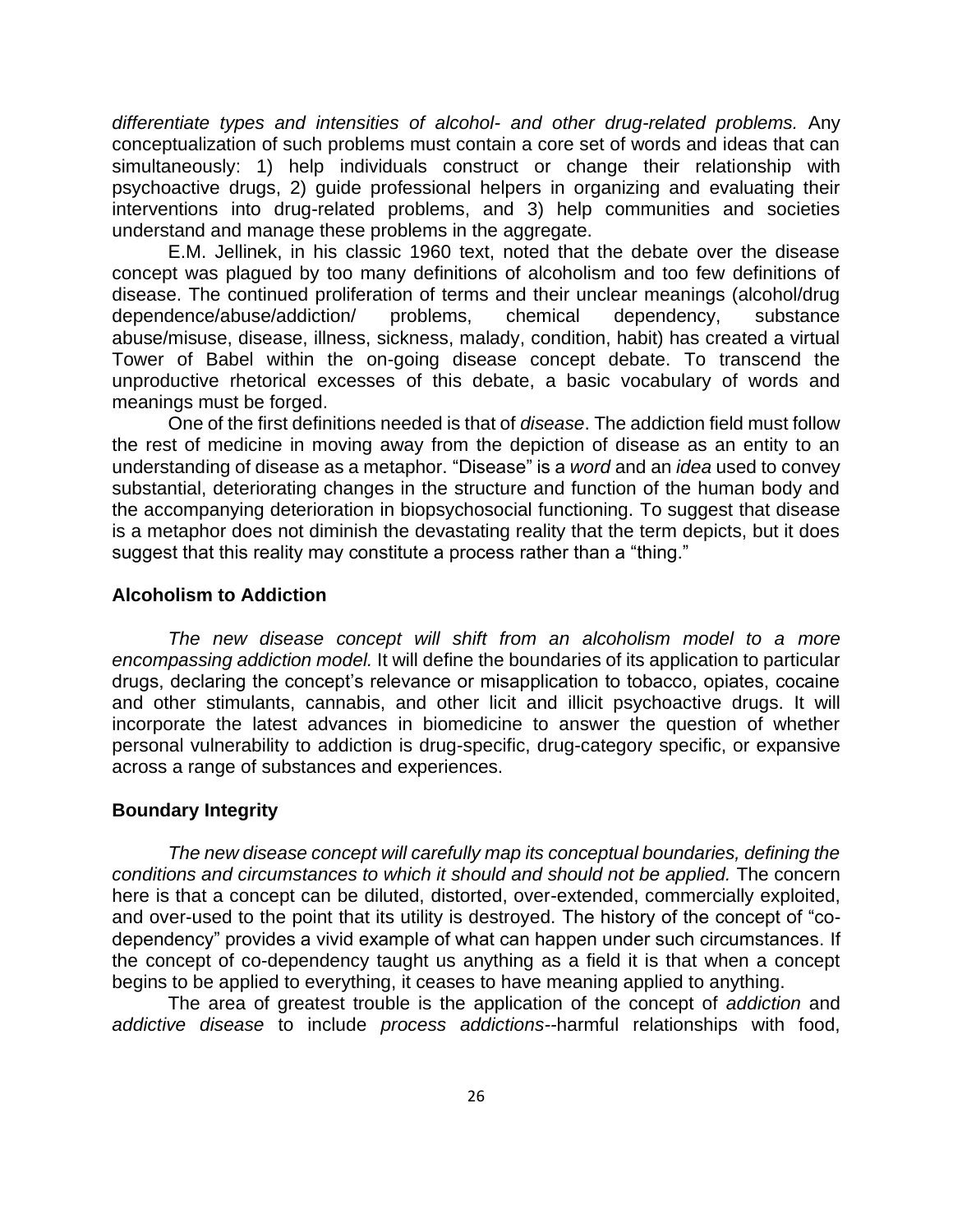*differentiate types and intensities of alcohol- and other drug-related problems.* Any conceptualization of such problems must contain a core set of words and ideas that can simultaneously: 1) help individuals construct or change their relationship with psychoactive drugs, 2) guide professional helpers in organizing and evaluating their interventions into drug-related problems, and 3) help communities and societies understand and manage these problems in the aggregate.

E.M. Jellinek, in his classic 1960 text, noted that the debate over the disease concept was plagued by too many definitions of alcoholism and too few definitions of disease. The continued proliferation of terms and their unclear meanings (alcohol/drug dependence/abuse/addiction/ problems, chemical dependency, substance abuse/misuse, disease, illness, sickness, malady, condition, habit) has created a virtual Tower of Babel within the on-going disease concept debate. To transcend the unproductive rhetorical excesses of this debate, a basic vocabulary of words and meanings must be forged.

One of the first definitions needed is that of *disease*. The addiction field must follow the rest of medicine in moving away from the depiction of disease as an entity to an understanding of disease as a metaphor. "Disease" is a *word* and an *idea* used to convey substantial, deteriorating changes in the structure and function of the human body and the accompanying deterioration in biopsychosocial functioning. To suggest that disease is a metaphor does not diminish the devastating reality that the term depicts, but it does suggest that this reality may constitute a process rather than a "thing."

### Alcoholism to Addiction

*The new disease concept will shift from an alcoholism model to a more encompassing addiction model.* It will define the boundaries of its application to particular drugs, declaring the concept's relevance or misapplication to tobacco, opiates, cocaine and other stimulants, cannabis, and other licit and illicit psychoactive drugs. It will incorporate the latest advances in biomedicine to answer the question of whether personal vulnerability to addiction is drug-specific, drug-category specific, or expansive across a range of substances and experiences.

### Boundary Integrity

*The new disease concept will carefully map its conceptual boundaries, defining the conditions and circumstances to which it should and should not be applied.* The concern here is that a concept can be diluted, distorted, over-extended, commercially exploited, and over-used to the point that its utility is destroyed. The history of the concept of "co-dependency" provides a vivid example of what can happen under such circumstances. If the concept of co-dependency taught us anything as a field it is that when a concept begins to be applied to everything, it ceases to have meaning applied to anything.

The area of greatest trouble is the application of the concept of *addiction* and *addictive disease* to include *process addictions*--harmful relationships with food,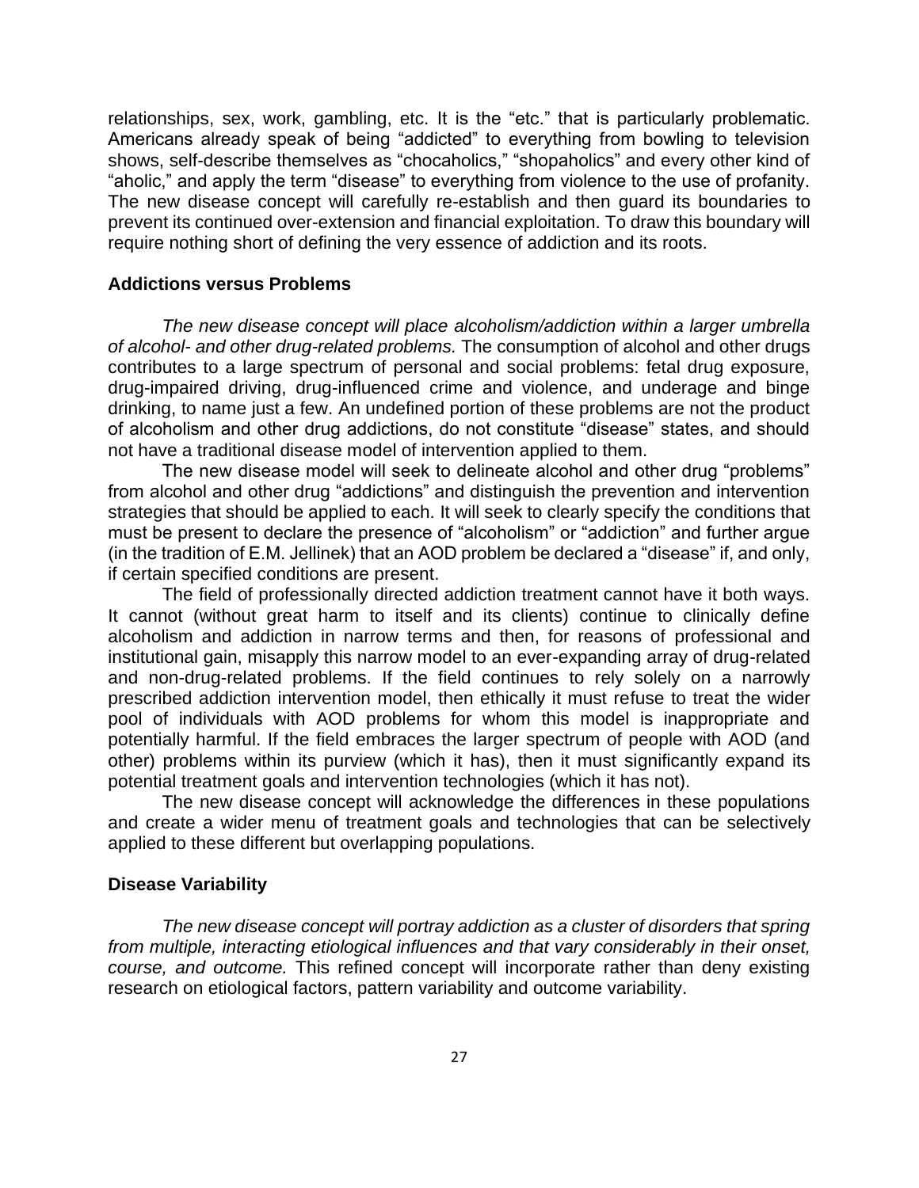relationships, sex, work, gambling, etc. It is the "etc." that is particularly problematic. Americans already speak of being "addicted" to everything from bowling to television shows, self-describe themselves as "chocaholics," "shopaholics" and every other kind of "aholic," and apply the term "disease" to everything from violence to the use of profanity. The new disease concept will carefully re-establish and then guard its boundaries to prevent its continued over-extension and financial exploitation. To draw this boundary will require nothing short of defining the very essence of addiction and its roots.

### Addictions versus Problems

*The new disease concept will place alcoholism/addiction within a larger umbrella of alcohol- and other drug-related problems.* The consumption of alcohol and other drugs contributes to a large spectrum of personal and social problems: fetal drug exposure, drug-impaired driving, drug-influenced crime and violence, and underage and binge drinking, to name just a few. An undefined portion of these problems are not the product of alcoholism and other drug addictions, do not constitute "disease" states, and should not have a traditional disease model of intervention applied to them.

The new disease model will seek to delineate alcohol and other drug "problems" from alcohol and other drug "addictions" and distinguish the prevention and intervention strategies that should be applied to each. It will seek to clearly specify the conditions that must be present to declare the presence of "alcoholism" or "addiction" and further argue (in the tradition of E.M. Jellinek) that an AOD problem be declared a "disease" if, and only, if certain specified conditions are present.

The field of professionally directed addiction treatment cannot have it both ways. It cannot (without great harm to itself and its clients) continue to clinically define alcoholism and addiction in narrow terms and then, for reasons of professional and institutional gain, misapply this narrow model to an ever-expanding array of drug-related and non-drug-related problems. If the field continues to rely solely on a narrowly prescribed addiction intervention model, then ethically it must refuse to treat the wider pool of individuals with AOD problems for whom this model is inappropriate and potentially harmful. If the field embraces the larger spectrum of people with AOD (and other) problems within its purview (which it has), then it must significantly expand its potential treatment goals and intervention technologies (which it has not).

The new disease concept will acknowledge the differences in these populations and create a wider menu of treatment goals and technologies that can be selectively applied to these different but overlapping populations.

### Disease Variability

*The new disease concept will portray addiction as a cluster of disorders that spring from multiple, interacting etiological influences and that vary considerably in their onset, course, and outcome.* This refined concept will incorporate rather than deny existing research on etiological factors, pattern variability and outcome variability.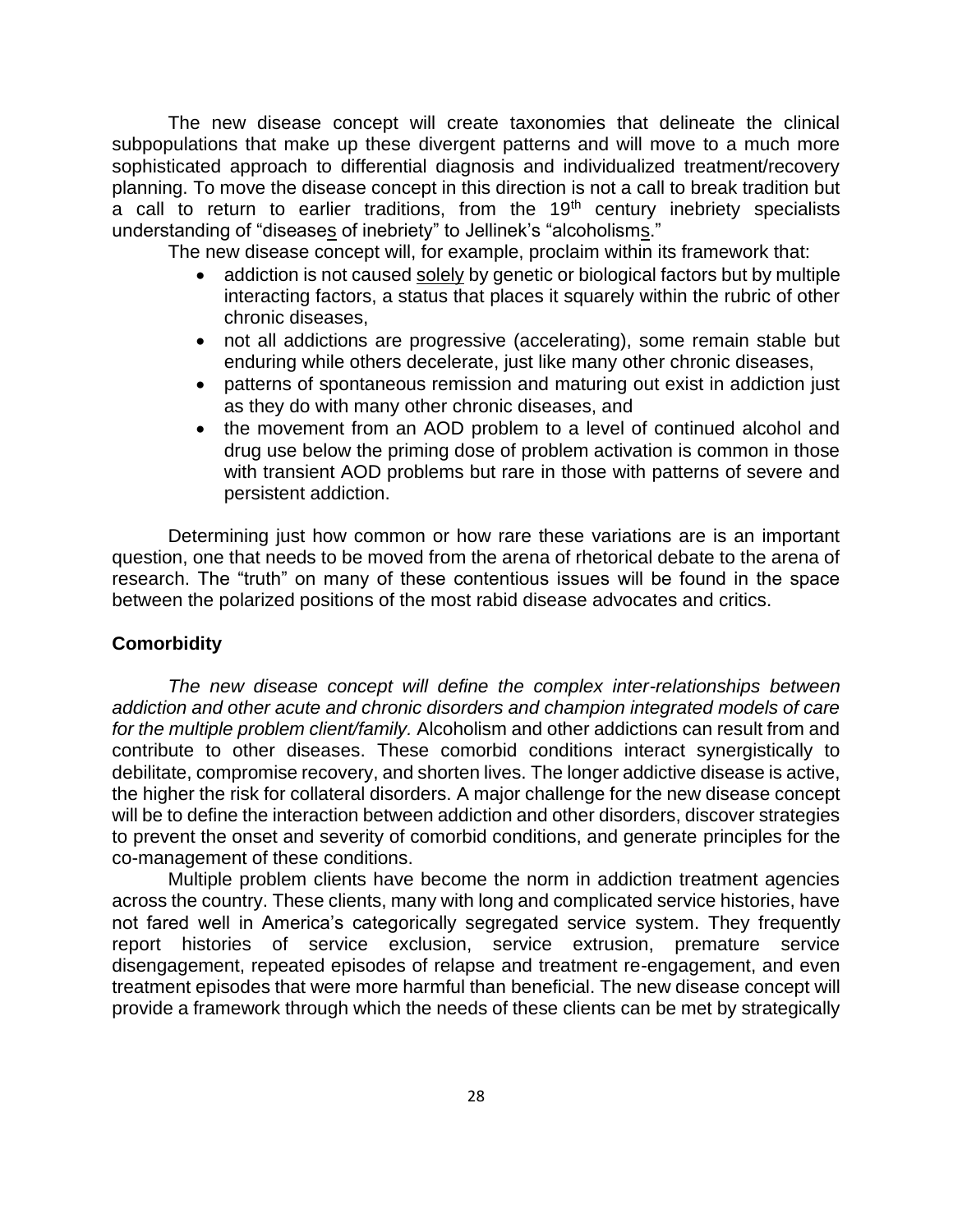The new disease concept will create taxonomies that delineate the clinical subpopulations that make up these divergent patterns and will move to a much more sophisticated approach to differential diagnosis and individualized treatment/recovery planning. To move the disease concept in this direction is not a call to break tradition but a call to return to earlier traditions, from the 19th century inebriety specialists understanding of "diseases of inebriety" to Jellinek's "alcoholisms."

The new disease concept will, for example, proclaim within its framework that:

- addiction is not caused solely by genetic or biological factors but by multiple interacting factors, a status that places it squarely within the rubric of other chronic diseases,
- not all addictions are progressive (accelerating), some remain stable but enduring while others decelerate, just like many other chronic diseases,
- patterns of spontaneous remission and maturing out exist in addiction just as they do with many other chronic diseases, and
- the movement from an AOD problem to a level of continued alcohol and drug use below the priming dose of problem activation is common in those with transient AOD problems but rare in those with patterns of severe and persistent addiction.

Determining just how common or how rare these variations are is an important question, one that needs to be moved from the arena of rhetorical debate to the arena of research. The "truth" on many of these contentious issues will be found in the space between the polarized positions of the most rabid disease advocates and critics.

**Comorbidity**

*The new disease concept will define the complex inter-relationships between addiction and other acute and chronic disorders and champion integrated models of care for the multiple problem client/family.* Alcoholism and other addictions can result from and contribute to other diseases. These comorbid conditions interact synergistically to debilitate, compromise recovery, and shorten lives. The longer addictive disease is active, the higher the risk for collateral disorders. A major challenge for the new disease concept will be to define the interaction between addiction and other disorders, discover strategies to prevent the onset and severity of comorbid conditions, and generate principles for the co-management of these conditions.

Multiple problem clients have become the norm in addiction treatment agencies across the country. These clients, many with long and complicated service histories, have not fared well in America's categorically segregated service system. They frequently report histories of service exclusion, service extrusion, premature service disengagement, repeated episodes of relapse and treatment re-engagement, and even treatment episodes that were more harmful than beneficial. The new disease concept will provide a framework through which the needs of these clients can be met by strategically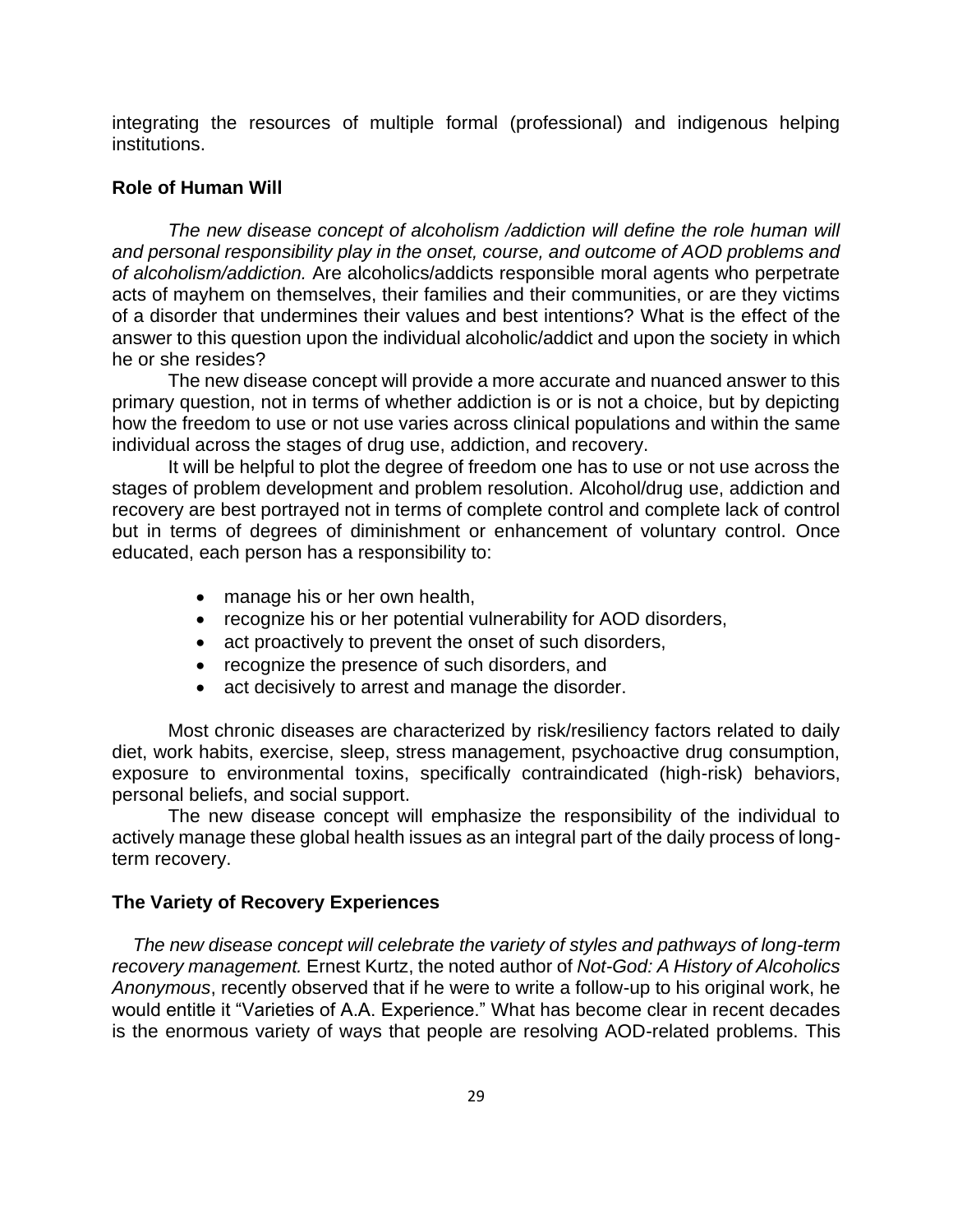integrating the resources of multiple formal (professional) and indigenous helping institutions.

### Role of Human Will

*The new disease concept of alcoholism /addiction will define the role human will and personal responsibility play in the onset, course, and outcome of AOD problems and of alcoholism/addiction.* Are alcoholics/addicts responsible moral agents who perpetrate acts of mayhem on themselves, their families and their communities, or are they victims of a disorder that undermines their values and best intentions? What is the effect of the answer to this question upon the individual alcoholic/addict and upon the society in which he or she resides?

The new disease concept will provide a more accurate and nuanced answer to this primary question, not in terms of whether addiction is or is not a choice, but by depicting how the freedom to use or not use varies across clinical populations and within the same individual across the stages of drug use, addiction, and recovery.

It will be helpful to plot the degree of freedom one has to use or not use across the stages of problem development and problem resolution. Alcohol/drug use, addiction and recovery are best portrayed not in terms of complete control and complete lack of control but in terms of degrees of diminishment or enhancement of voluntary control. Once educated, each person has a responsibility to:

- manage his or her own health,
- recognize his or her potential vulnerability for AOD disorders,
- act proactively to prevent the onset of such disorders,
- recognize the presence of such disorders, and
- act decisively to arrest and manage the disorder.

Most chronic diseases are characterized by risk/resiliency factors related to daily diet, work habits, exercise, sleep, stress management, psychoactive drug consumption, exposure to environmental toxins, specifically contraindicated (high-risk) behaviors, personal beliefs, and social support.

The new disease concept will emphasize the responsibility of the individual to actively manage these global health issues as an integral part of the daily process of long-term recovery.

### The Variety of Recovery Experiences

*The new disease concept will celebrate the variety of styles and pathways of long-term recovery management.* Ernest Kurtz, the noted author of *Not-God: A History of Alcoholics Anonymous*, recently observed that if he were to write a follow-up to his original work, he would entitle it "Varieties of A.A. Experience." What has become clear in recent decades is the enormous variety of ways that people are resolving AOD-related problems. This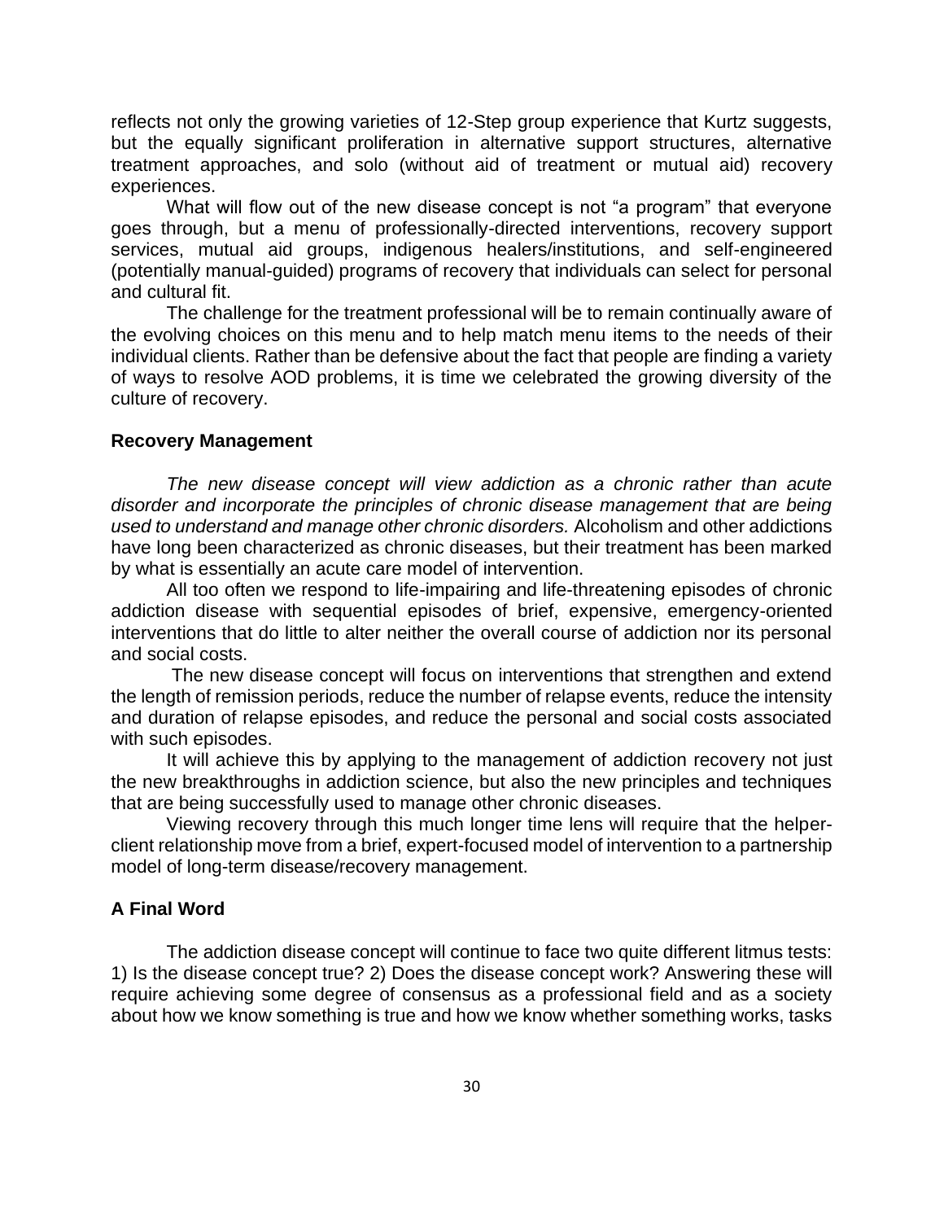reflects not only the growing varieties of 12-Step group experience that Kurtz suggests, but the equally significant proliferation in alternative support structures, alternative treatment approaches, and solo (without aid of treatment or mutual aid) recovery experiences.

What will flow out of the new disease concept is not "a program" that everyone goes through, but a menu of professionally-directed interventions, recovery support services, mutual aid groups, indigenous healers/institutions, and self-engineered (potentially manual-guided) programs of recovery that individuals can select for personal and cultural fit.

The challenge for the treatment professional will be to remain continually aware of the evolving choices on this menu and to help match menu items to the needs of their individual clients. Rather than be defensive about the fact that people are finding a variety of ways to resolve AOD problems, it is time we celebrated the growing diversity of the culture of recovery.

**Recovery Management**

*The new disease concept will view addiction as a chronic rather than acute disorder and incorporate the principles of chronic disease management that are being used to understand and manage other chronic disorders.* Alcoholism and other addictions have long been characterized as chronic diseases, but their treatment has been marked by what is essentially an acute care model of intervention.

All too often we respond to life-impairing and life-threatening episodes of chronic addiction disease with sequential episodes of brief, expensive, emergency-oriented interventions that do little to alter neither the overall course of addiction nor its personal and social costs.

The new disease concept will focus on interventions that strengthen and extend the length of remission periods, reduce the number of relapse events, reduce the intensity and duration of relapse episodes, and reduce the personal and social costs associated with such episodes.

It will achieve this by applying to the management of addiction recovery not just the new breakthroughs in addiction science, but also the new principles and techniques that are being successfully used to manage other chronic diseases.

Viewing recovery through this much longer time lens will require that the helper-client relationship move from a brief, expert-focused model of intervention to a partnership model of long-term disease/recovery management.

**A Final Word**

The addiction disease concept will continue to face two quite different litmus tests: 1) Is the disease concept true? 2) Does the disease concept work? Answering these will require achieving some degree of consensus as a professional field and as a society about how we know something is true and how we know whether something works, tasks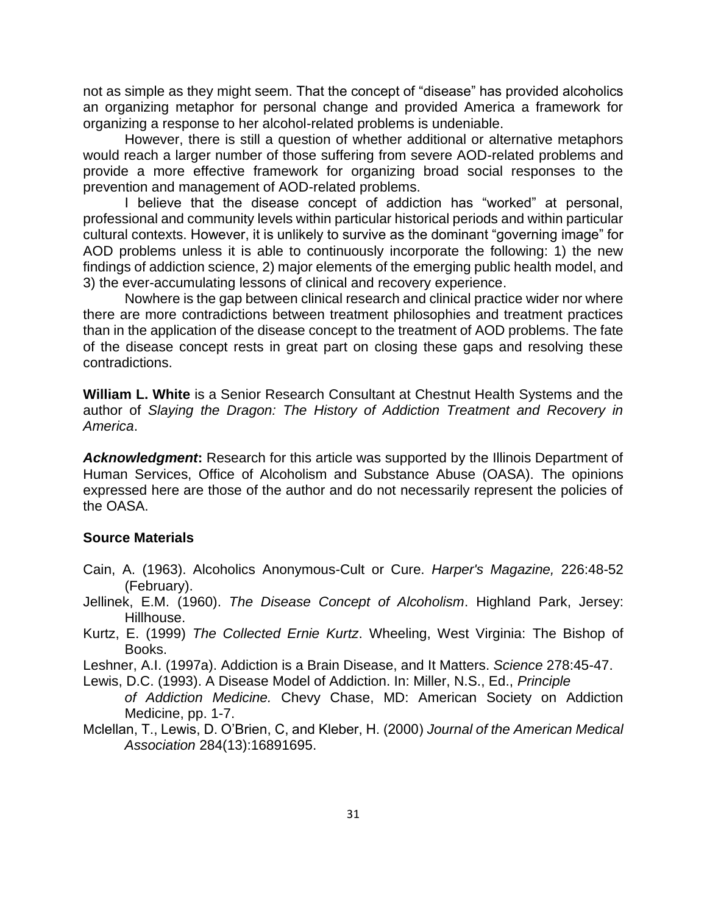not as simple as they might seem. That the concept of "disease" has provided alcoholics an organizing metaphor for personal change and provided America a framework for organizing a response to her alcohol-related problems is undeniable.

However, there is still a question of whether additional or alternative metaphors would reach a larger number of those suffering from severe AOD-related problems and provide a more effective framework for organizing broad social responses to the prevention and management of AOD-related problems.

I believe that the disease concept of addiction has "worked" at personal, professional and community levels within particular historical periods and within particular cultural contexts. However, it is unlikely to survive as the dominant "governing image" for AOD problems unless it is able to continuously incorporate the following: 1) the new findings of addiction science, 2) major elements of the emerging public health model, and 3) the ever-accumulating lessons of clinical and recovery experience.

Nowhere is the gap between clinical research and clinical practice wider nor where there are more contradictions between treatment philosophies and treatment practices than in the application of the disease concept to the treatment of AOD problems. The fate of the disease concept rests in great part on closing these gaps and resolving these contradictions.

**William L. White** is a Senior Research Consultant at Chestnut Health Systems and the author of *Slaying the Dragon: The History of Addiction Treatment and Recovery in America*.

***Acknowledgment*:** Research for this article was supported by the Illinois Department of Human Services, Office of Alcoholism and Substance Abuse (OASA). The opinions expressed here are those of the author and do not necessarily represent the policies of the OASA.

**Source Materials**

Cain, A. (1963). Alcoholics Anonymous-Cult or Cure. *Harper's Magazine,* 226:48-52 (February).

Jellinek, E.M. (1960). *The Disease Concept of Alcoholism*. Highland Park, Jersey: Hillhouse.

Kurtz, E. (1999) *The Collected Ernie Kurtz*. Wheeling, West Virginia: The Bishop of Books.

Leshner, A.I. (1997a). Addiction is a Brain Disease, and It Matters. *Science* 278:45-47.

Lewis, D.C. (1993). A Disease Model of Addiction. In: Miller, N.S., Ed., *Principle of Addiction Medicine.* Chevy Chase, MD: American Society on Addiction Medicine, pp. 1-7.

Mclellan, T., Lewis, D. O'Brien, C, and Kleber, H. (2000) *Journal of the American Medical Association* 284(13):16891695.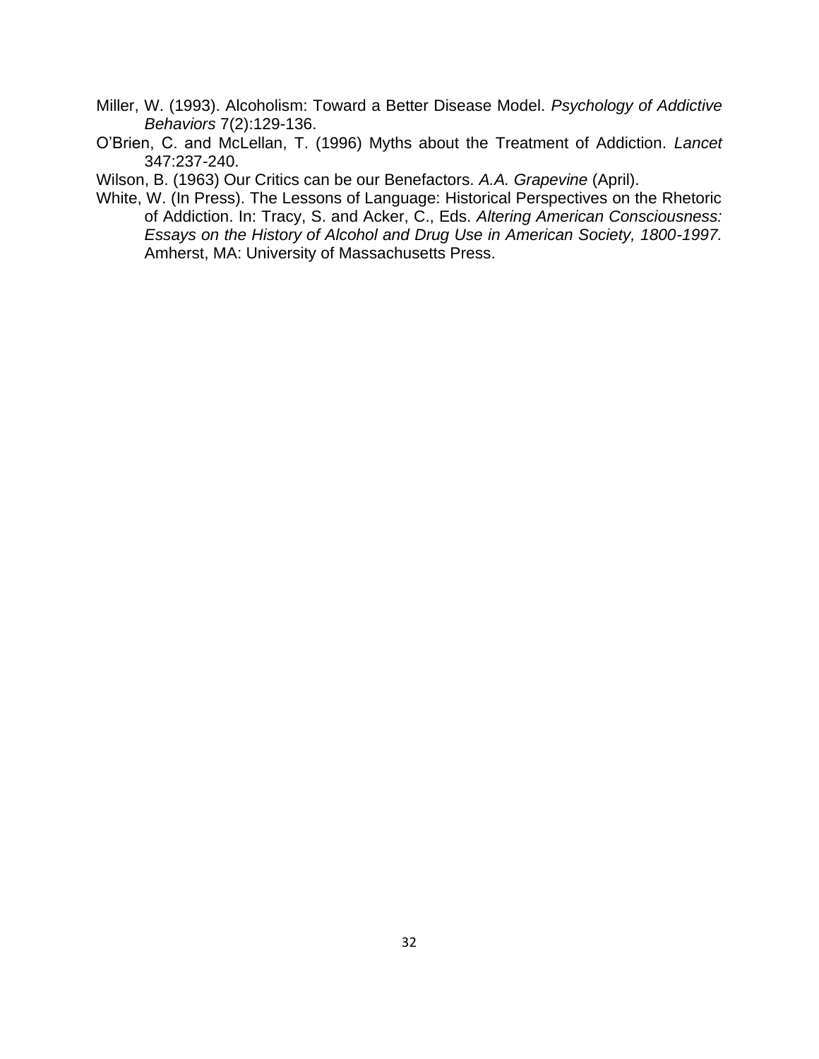Miller, W. (1993). Alcoholism: Toward a Better Disease Model. *Psychology of Addictive Behaviors* 7(2):129-136.

O'Brien, C. and McLellan, T. (1996) Myths about the Treatment of Addiction. *Lancet* 347:237-240.

Wilson, B. (1963) Our Critics can be our Benefactors. *A.A. Grapevine* (April).

White, W. (In Press). The Lessons of Language: Historical Perspectives on the Rhetoric of Addiction. In: Tracy, S. and Acker, C., Eds. *Altering American Consciousness: Essays on the History of Alcohol and Drug Use in American Society, 1800-1997.* Amherst, MA: University of Massachusetts Press.